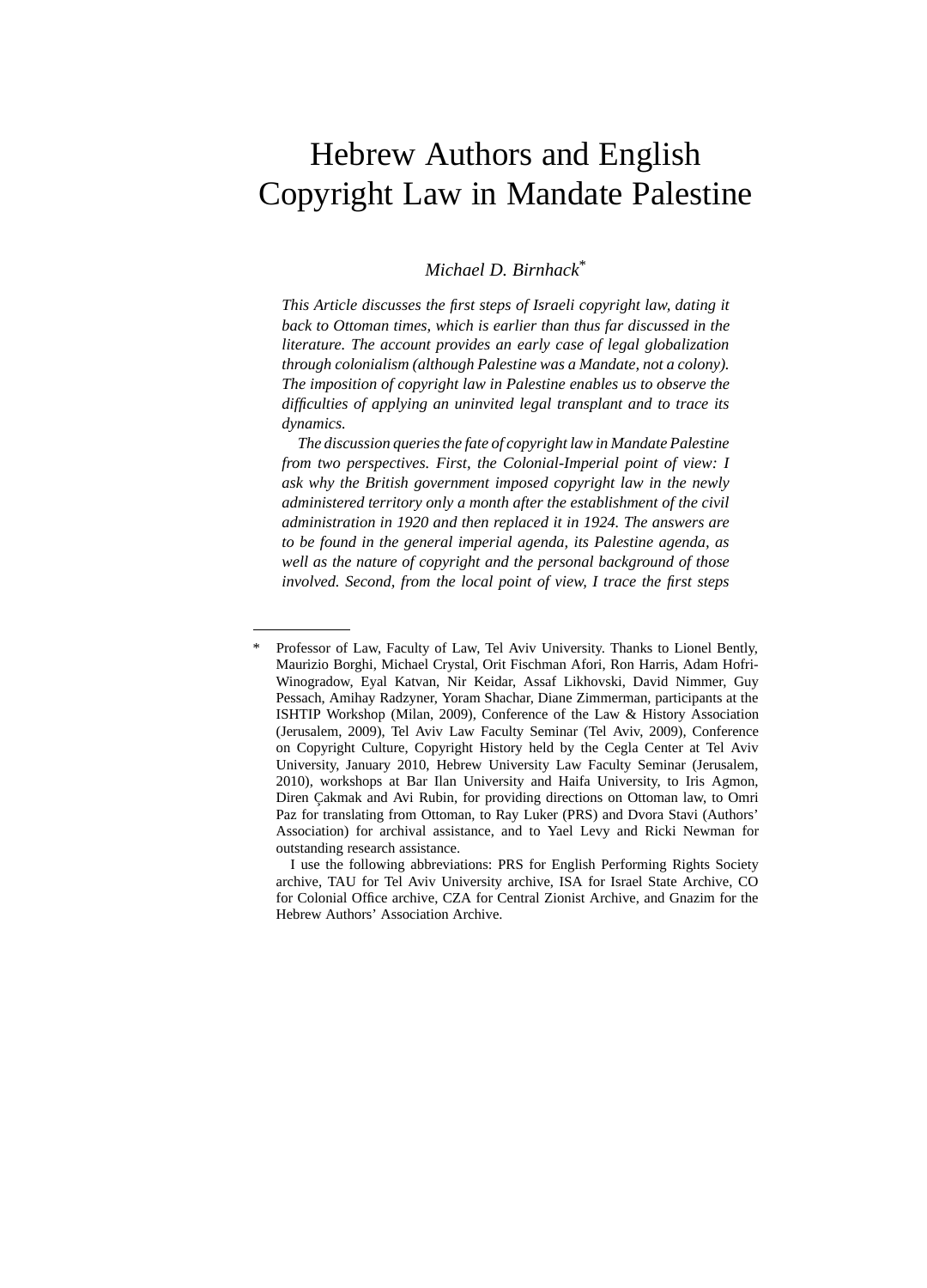# Hebrew Authors and English Copyright Law in Mandate Palestine

*Michael D. Birnhack*[*]

*This Article discusses the first steps of Israeli copyright law, dating it back to Ottoman times, which is earlier than thus far discussed in the literature. The account provides an early case of legal globalization through colonialism (although Palestine was a Mandate, not a colony). The imposition of copyright law in Palestine enables us to observe the difficulties of applying an uninvited legal transplant and to trace its dynamics.*

*The discussion queries the fate of copyright law in Mandate Palestine from two perspectives. First, the Colonial-Imperial point of view: I ask why the British government imposed copyright law in the newly administered territory only a month after the establishment of the civil administration in 1920 and then replaced it in 1924. The answers are to be found in the general imperial agenda, its Palestine agenda, as well as the nature of copyright and the personal background of those involved. Second, from the local point of view, I trace the first steps*

---

[*] Professor of Law, Faculty of Law, Tel Aviv University. Thanks to Lionel Bently, Maurizio Borghi, Michael Crystal, Orit Fischman Afori, Ron Harris, Adam Hofri-Winogradow, Eyal Katvan, Nir Keidar, Assaf Likhovski, David Nimmer, Guy Pessach, Amihay Radzyner, Yoram Shachar, Diane Zimmerman, participants at the ISHTIP Workshop (Milan, 2009), Conference of the Law & History Association (Jerusalem, 2009), Tel Aviv Law Faculty Seminar (Tel Aviv, 2009), Conference on Copyright Culture, Copyright History held by the Cegla Center at Tel Aviv University, January 2010, Hebrew University Law Faculty Seminar (Jerusalem, 2010), workshops at Bar Ilan University and Haifa University, to Iris Agmon, Diren Çakmak and Avi Rubin, for providing directions on Ottoman law, to Omri Paz for translating from Ottoman, to Ray Luker (PRS) and Dvora Stavi (Authors' Association) for archival assistance, and to Yael Levy and Ricki Newman for outstanding research assistance.

I use the following abbreviations: PRS for English Performing Rights Society archive, TAU for Tel Aviv University archive, ISA for Israel State Archive, CO for Colonial Office archive, CZA for Central Zionist Archive, and Gnazim for the Hebrew Authors' Association Archive.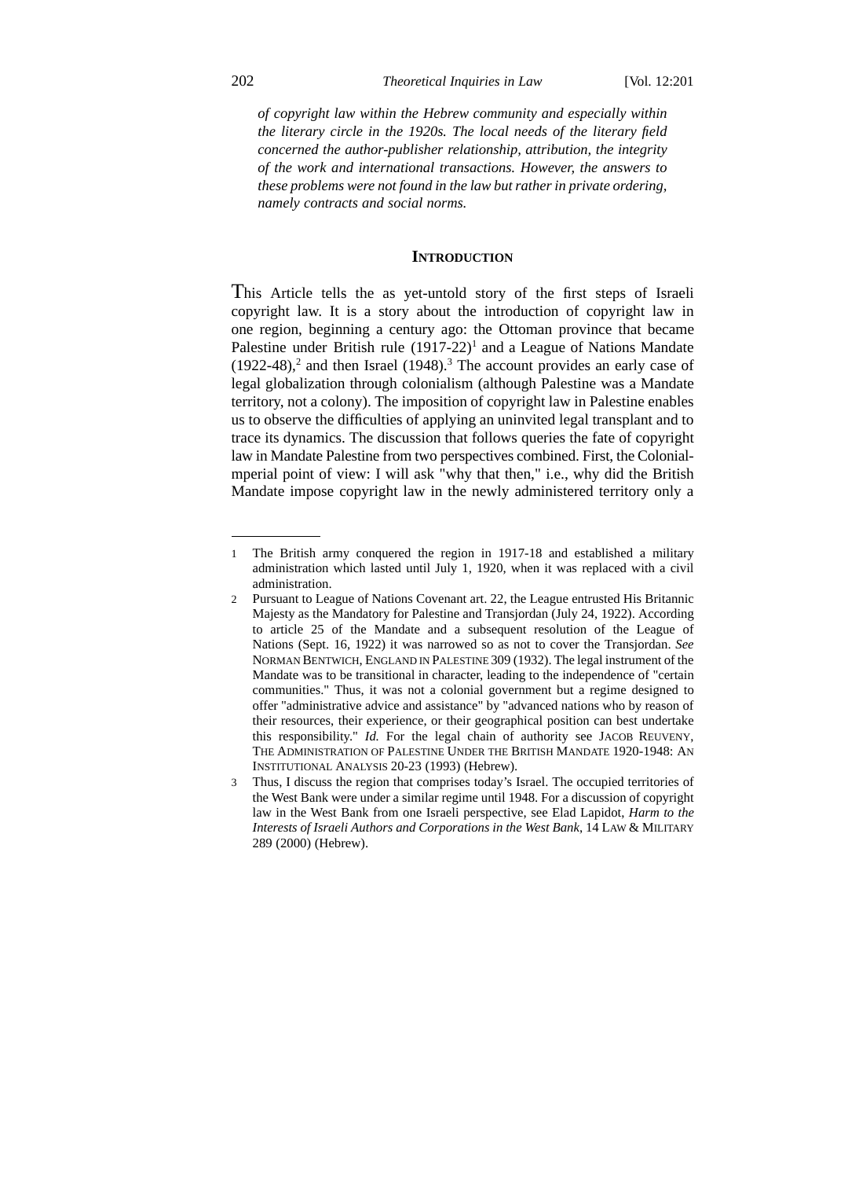*of copyright law within the Hebrew community and especially within the literary circle in the 1920s. The local needs of the literary field concerned the author-publisher relationship, attribution, the integrity of the work and international transactions. However, the answers to these problems were not found in the law but rather in private ordering, namely contracts and social norms.*

## INTRODUCTION

This Article tells the as yet-untold story of the first steps of Israeli copyright law. It is a story about the introduction of copyright law in one region, beginning a century ago: the Ottoman province that became Palestine under British rule (1917-22)[1] and a League of Nations Mandate (1922-48),[2] and then Israel (1948).[3] The account provides an early case of legal globalization through colonialism (although Palestine was a Mandate territory, not a colony). The imposition of copyright law in Palestine enables us to observe the difficulties of applying an uninvited legal transplant and to trace its dynamics. The discussion that follows queries the fate of copyright law in Mandate Palestine from two perspectives combined. First, the Colonial-mperial point of view: I will ask "why that then," i.e., why did the British Mandate impose copyright law in the newly administered territory only a

---

1 The British army conquered the region in 1917-18 and established a military administration which lasted until July 1, 1920, when it was replaced with a civil administration.

2 Pursuant to League of Nations Covenant art. 22, the League entrusted His Britannic Majesty as the Mandatory for Palestine and Transjordan (July 24, 1922). According to article 25 of the Mandate and a subsequent resolution of the League of Nations (Sept. 16, 1922) it was narrowed so as not to cover the Transjordan. *See* NORMAN BENTWICH, ENGLAND IN PALESTINE 309 (1932). The legal instrument of the Mandate was to be transitional in character, leading to the independence of "certain communities." Thus, it was not a colonial government but a regime designed to offer "administrative advice and assistance" by "advanced nations who by reason of their resources, their experience, or their geographical position can best undertake this responsibility." *Id.* For the legal chain of authority see JACOB REUVENY, THE ADMINISTRATION OF PALESTINE UNDER THE BRITISH MANDATE 1920-1948: AN INSTITUTIONAL ANALYSIS 20-23 (1993) (Hebrew).

3 Thus, I discuss the region that comprises today's Israel. The occupied territories of the West Bank were under a similar regime until 1948. For a discussion of copyright law in the West Bank from one Israeli perspective, see Elad Lapidot, *Harm to the Interests of Israeli Authors and Corporations in the West Bank*, 14 LAW & MILITARY 289 (2000) (Hebrew).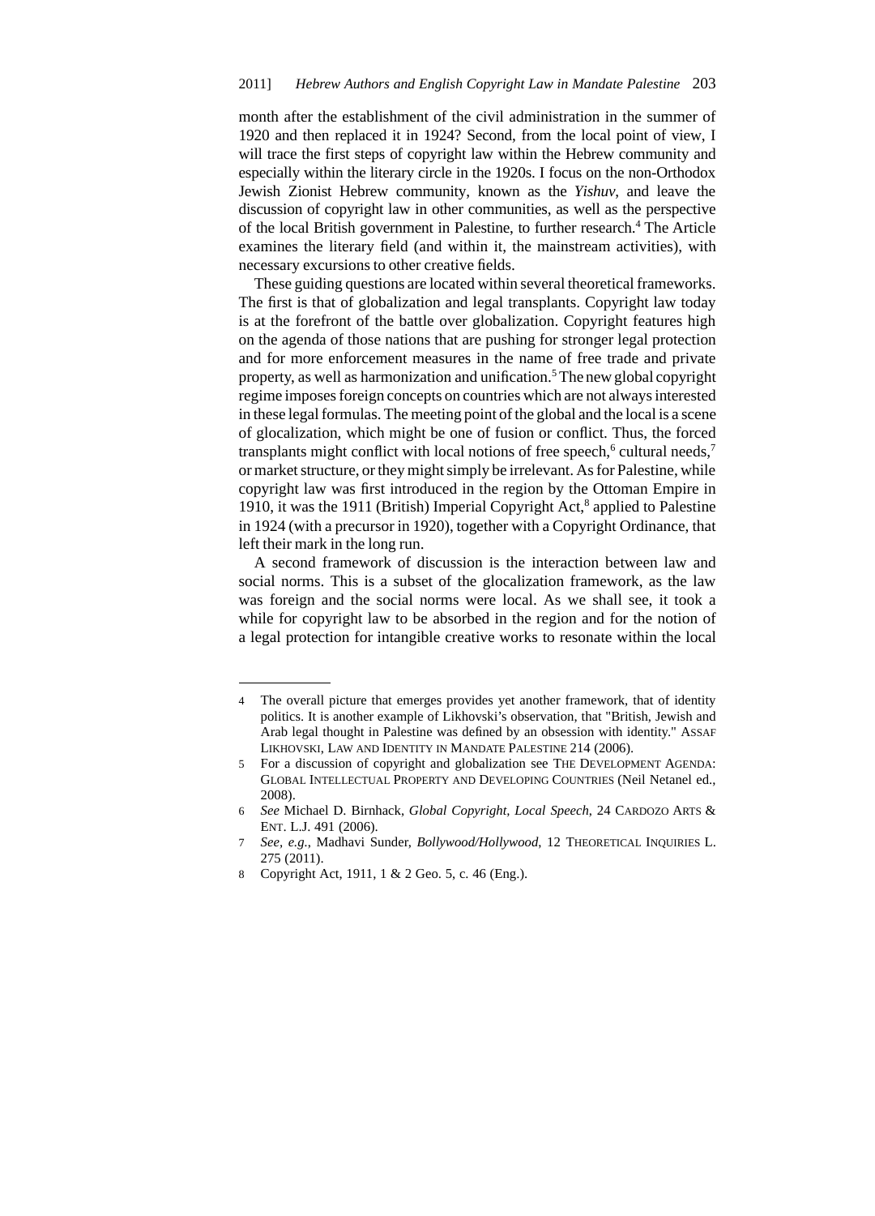month after the establishment of the civil administration in the summer of 1920 and then replaced it in 1924? Second, from the local point of view, I will trace the first steps of copyright law within the Hebrew community and especially within the literary circle in the 1920s. I focus on the non-Orthodox Jewish Zionist Hebrew community, known as the *Yishuv*, and leave the discussion of copyright law in other communities, as well as the perspective of the local British government in Palestine, to further research.[4] The Article examines the literary field (and within it, the mainstream activities), with necessary excursions to other creative fields.

These guiding questions are located within several theoretical frameworks. The first is that of globalization and legal transplants. Copyright law today is at the forefront of the battle over globalization. Copyright features high on the agenda of those nations that are pushing for stronger legal protection and for more enforcement measures in the name of free trade and private property, as well as harmonization and unification.[5] The new global copyright regime imposes foreign concepts on countries which are not always interested in these legal formulas. The meeting point of the global and the local is a scene of glocalization, which might be one of fusion or conflict. Thus, the forced transplants might conflict with local notions of free speech,[6] cultural needs,[7] or market structure, or they might simply be irrelevant. As for Palestine, while copyright law was first introduced in the region by the Ottoman Empire in 1910, it was the 1911 (British) Imperial Copyright Act,[8] applied to Palestine in 1924 (with a precursor in 1920), together with a Copyright Ordinance, that left their mark in the long run.

A second framework of discussion is the interaction between law and social norms. This is a subset of the glocalization framework, as the law was foreign and the social norms were local. As we shall see, it took a while for copyright law to be absorbed in the region and for the notion of a legal protection for intangible creative works to resonate within the local

---

4 The overall picture that emerges provides yet another framework, that of identity politics. It is another example of Likhovski's observation, that "British, Jewish and Arab legal thought in Palestine was defined by an obsession with identity." ASSAF LIKHOVSKI, LAW AND IDENTITY IN MANDATE PALESTINE 214 (2006).

5 For a discussion of copyright and globalization see THE DEVELOPMENT AGENDA: GLOBAL INTELLECTUAL PROPERTY AND DEVELOPING COUNTRIES (Neil Netanel ed., 2008).

6 *See* Michael D. Birnhack, *Global Copyright, Local Speech*, 24 CARDOZO ARTS & ENT. L.J. 491 (2006).

7 *See, e.g.*, Madhavi Sunder, *Bollywood/Hollywood*, 12 THEORETICAL INQUIRIES L. 275 (2011).

8 Copyright Act, 1911, 1 & 2 Geo. 5, c. 46 (Eng.).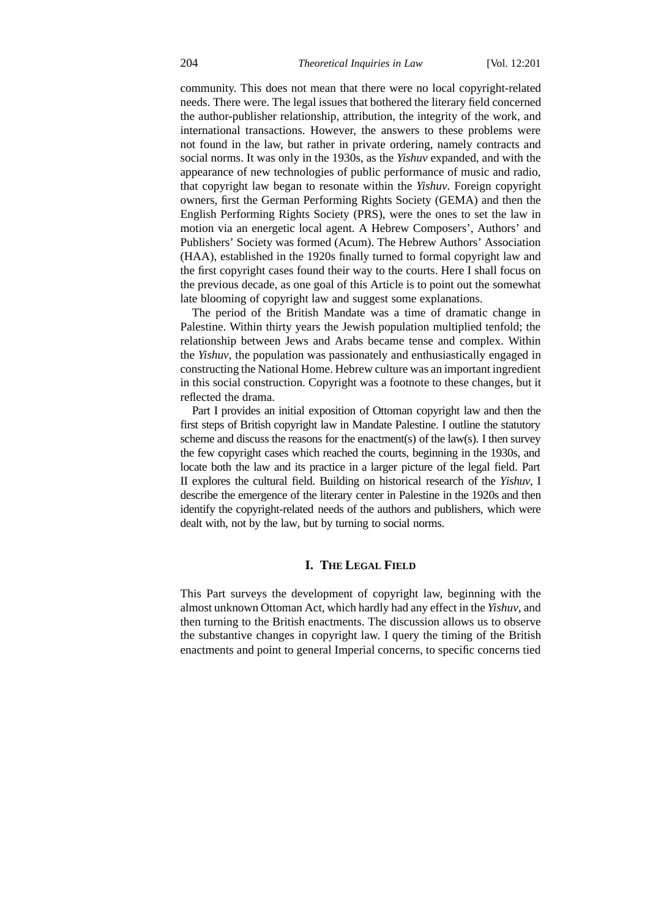community. This does not mean that there were no local copyright-related needs. There were. The legal issues that bothered the literary field concerned the author-publisher relationship, attribution, the integrity of the work, and international transactions. However, the answers to these problems were not found in the law, but rather in private ordering, namely contracts and social norms. It was only in the 1930s, as the *Yishuv* expanded, and with the appearance of new technologies of public performance of music and radio, that copyright law began to resonate within the *Yishuv*. Foreign copyright owners, first the German Performing Rights Society (GEMA) and then the English Performing Rights Society (PRS), were the ones to set the law in motion via an energetic local agent. A Hebrew Composers', Authors' and Publishers' Society was formed (Acum). The Hebrew Authors' Association (HAA), established in the 1920s finally turned to formal copyright law and the first copyright cases found their way to the courts. Here I shall focus on the previous decade, as one goal of this Article is to point out the somewhat late blooming of copyright law and suggest some explanations.

The period of the British Mandate was a time of dramatic change in Palestine. Within thirty years the Jewish population multiplied tenfold; the relationship between Jews and Arabs became tense and complex. Within the *Yishuv*, the population was passionately and enthusiastically engaged in constructing the National Home. Hebrew culture was an important ingredient in this social construction. Copyright was a footnote to these changes, but it reflected the drama.

Part I provides an initial exposition of Ottoman copyright law and then the first steps of British copyright law in Mandate Palestine. I outline the statutory scheme and discuss the reasons for the enactment(s) of the law(s). I then survey the few copyright cases which reached the courts, beginning in the 1930s, and locate both the law and its practice in a larger picture of the legal field. Part II explores the cultural field. Building on historical research of the *Yishuv*, I describe the emergence of the literary center in Palestine in the 1920s and then identify the copyright-related needs of the authors and publishers, which were dealt with, not by the law, but by turning to social norms.

## I. The Legal Field

This Part surveys the development of copyright law, beginning with the almost unknown Ottoman Act, which hardly had any effect in the *Yishuv*, and then turning to the British enactments. The discussion allows us to observe the substantive changes in copyright law. I query the timing of the British enactments and point to general Imperial concerns, to specific concerns tied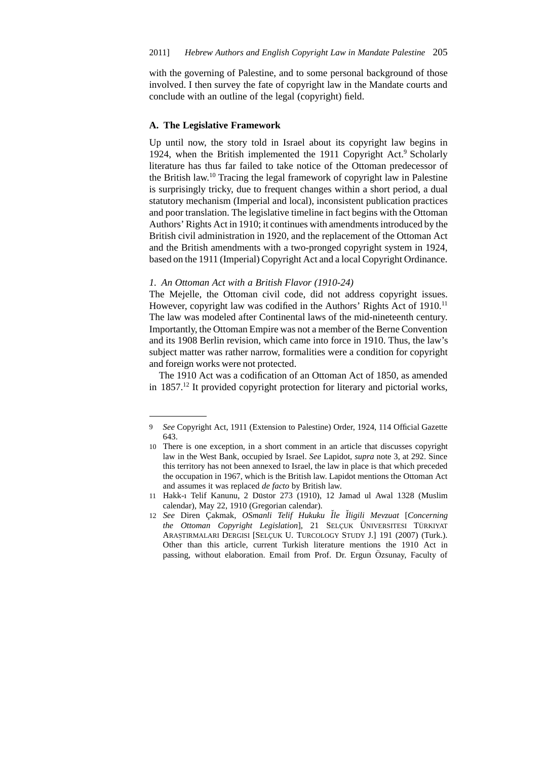with the governing of Palestine, and to some personal background of those involved. I then survey the fate of copyright law in the Mandate courts and conclude with an outline of the legal (copyright) field.

### A. The Legislative Framework

Up until now, the story told in Israel about its copyright law begins in 1924, when the British implemented the 1911 Copyright Act.[9] Scholarly literature has thus far failed to take notice of the Ottoman predecessor of the British law.[10] Tracing the legal framework of copyright law in Palestine is surprisingly tricky, due to frequent changes within a short period, a dual statutory mechanism (Imperial and local), inconsistent publication practices and poor translation. The legislative timeline in fact begins with the Ottoman Authors' Rights Act in 1910; it continues with amendments introduced by the British civil administration in 1920, and the replacement of the Ottoman Act and the British amendments with a two-pronged copyright system in 1924, based on the 1911 (Imperial) Copyright Act and a local Copyright Ordinance.

#### *1. An Ottoman Act with a British Flavor (1910-24)*

The Mejelle, the Ottoman civil code, did not address copyright issues. However, copyright law was codified in the Authors' Rights Act of 1910.[11] The law was modeled after Continental laws of the mid-nineteenth century. Importantly, the Ottoman Empire was not a member of the Berne Convention and its 1908 Berlin revision, which came into force in 1910. Thus, the law's subject matter was rather narrow, formalities were a condition for copyright and foreign works were not protected.

The 1910 Act was a codification of an Ottoman Act of 1850, as amended in 1857.[12] It provided copyright protection for literary and pictorial works,

---

9 *See* Copyright Act, 1911 (Extension to Palestine) Order, 1924, 114 Official Gazette 643.

10 There is one exception, in a short comment in an article that discusses copyright law in the West Bank, occupied by Israel. *See* Lapidot, *supra* note 3, at 292. Since this territory has not been annexed to Israel, the law in place is that which preceded the occupation in 1967, which is the British law. Lapidot mentions the Ottoman Act and assumes it was replaced *de facto* by British law.

11 Hakk-ı Telif Kanunu, 2 Düstor 273 (1910), 12 Jamad ul Awal 1328 (Muslim calendar), May 22, 1910 (Gregorian calendar).

12 *See* Diren Çakmak, *OSmanli Telif Hukuku İle İligili Mevzuat* [*Concerning the Ottoman Copyright Legislation*], 21 SELÇUK ÜNIVERSITESI TÜRKIYAT ARAȘTIRMALARI DERGISI [SELÇUK U. TURCOLOGY STUDY J.] 191 (2007) (Turk.). Other than this article, current Turkish literature mentions the 1910 Act in passing, without elaboration. Email from Prof. Dr. Ergun Özsunay, Faculty of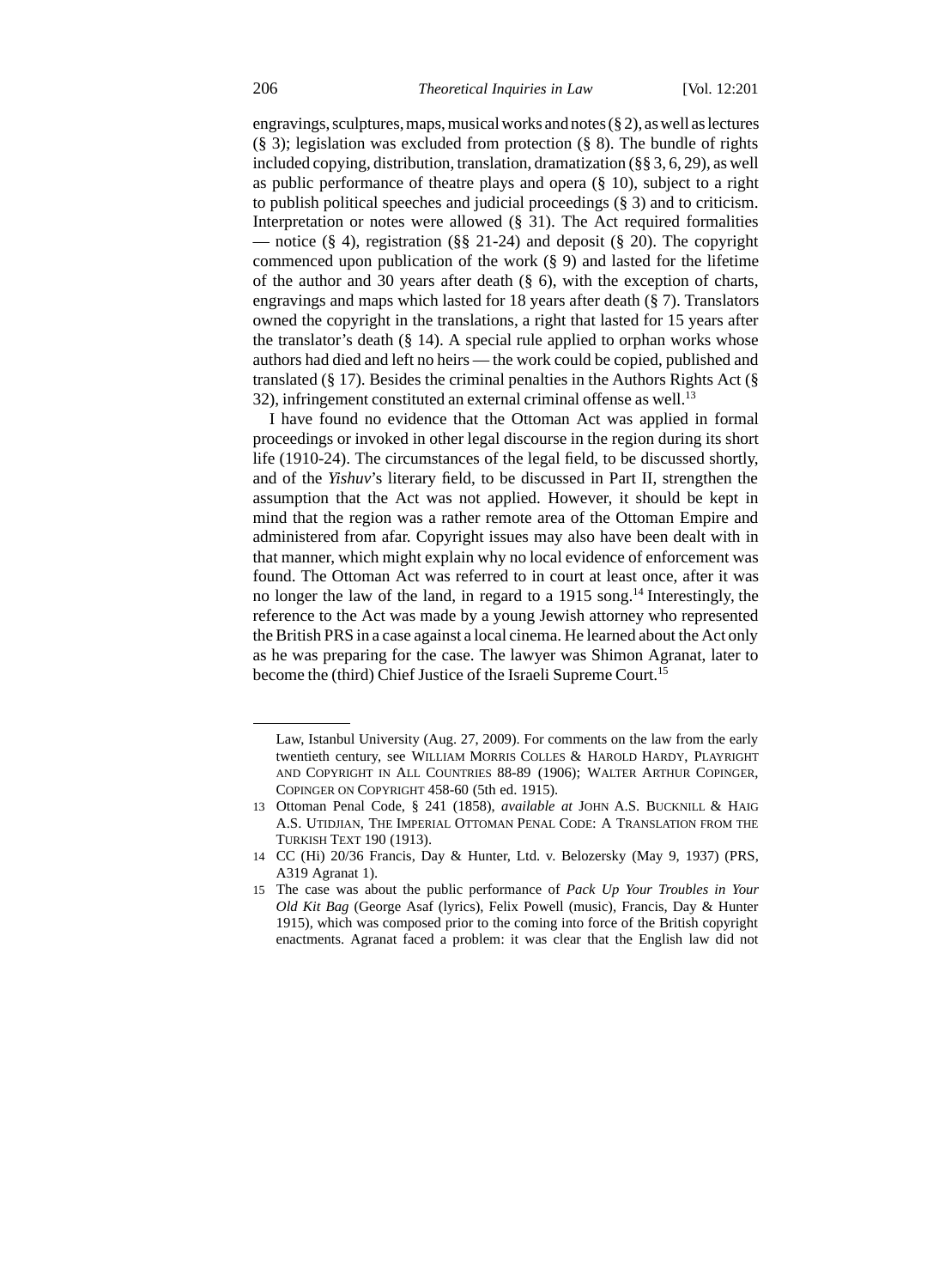engravings, sculptures, maps, musical works and notes (§ 2), as well as lectures (§ 3); legislation was excluded from protection (§ 8). The bundle of rights included copying, distribution, translation, dramatization (§§ 3, 6, 29), as well as public performance of theatre plays and opera (§ 10), subject to a right to publish political speeches and judicial proceedings (§ 3) and to criticism. Interpretation or notes were allowed (§ 31). The Act required formalities — notice (§ 4), registration (§§ 21-24) and deposit (§ 20). The copyright commenced upon publication of the work (§ 9) and lasted for the lifetime of the author and 30 years after death (§ 6), with the exception of charts, engravings and maps which lasted for 18 years after death (§ 7). Translators owned the copyright in the translations, a right that lasted for 15 years after the translator's death (§ 14). A special rule applied to orphan works whose authors had died and left no heirs — the work could be copied, published and translated (§ 17). Besides the criminal penalties in the Authors Rights Act (§ 32), infringement constituted an external criminal offense as well.[13]

I have found no evidence that the Ottoman Act was applied in formal proceedings or invoked in other legal discourse in the region during its short life (1910-24). The circumstances of the legal field, to be discussed shortly, and of the *Yishuv*'s literary field, to be discussed in Part II, strengthen the assumption that the Act was not applied. However, it should be kept in mind that the region was a rather remote area of the Ottoman Empire and administered from afar. Copyright issues may also have been dealt with in that manner, which might explain why no local evidence of enforcement was found. The Ottoman Act was referred to in court at least once, after it was no longer the law of the land, in regard to a 1915 song.[14] Interestingly, the reference to the Act was made by a young Jewish attorney who represented the British PRS in a case against a local cinema. He learned about the Act only as he was preparing for the case. The lawyer was Shimon Agranat, later to become the (third) Chief Justice of the Israeli Supreme Court.[15]

---

Law, Istanbul University (Aug. 27, 2009). For comments on the law from the early twentieth century, see William Morris Colles & Harold Hardy, Playright and Copyright in All Countries 88-89 (1906); Walter Arthur Copinger, Copinger on Copyright 458-60 (5th ed. 1915).

13 Ottoman Penal Code, § 241 (1858), *available at* John A.S. Bucknill & Haig A.S. Utidjian, The Imperial Ottoman Penal Code: A Translation from the Turkish Text 190 (1913).

14 CC (Hi) 20/36 Francis, Day & Hunter, Ltd. v. Belozersky (May 9, 1937) (PRS, A319 Agranat 1).

15 The case was about the public performance of *Pack Up Your Troubles in Your Old Kit Bag* (George Asaf (lyrics), Felix Powell (music), Francis, Day & Hunter 1915), which was composed prior to the coming into force of the British copyright enactments. Agranat faced a problem: it was clear that the English law did not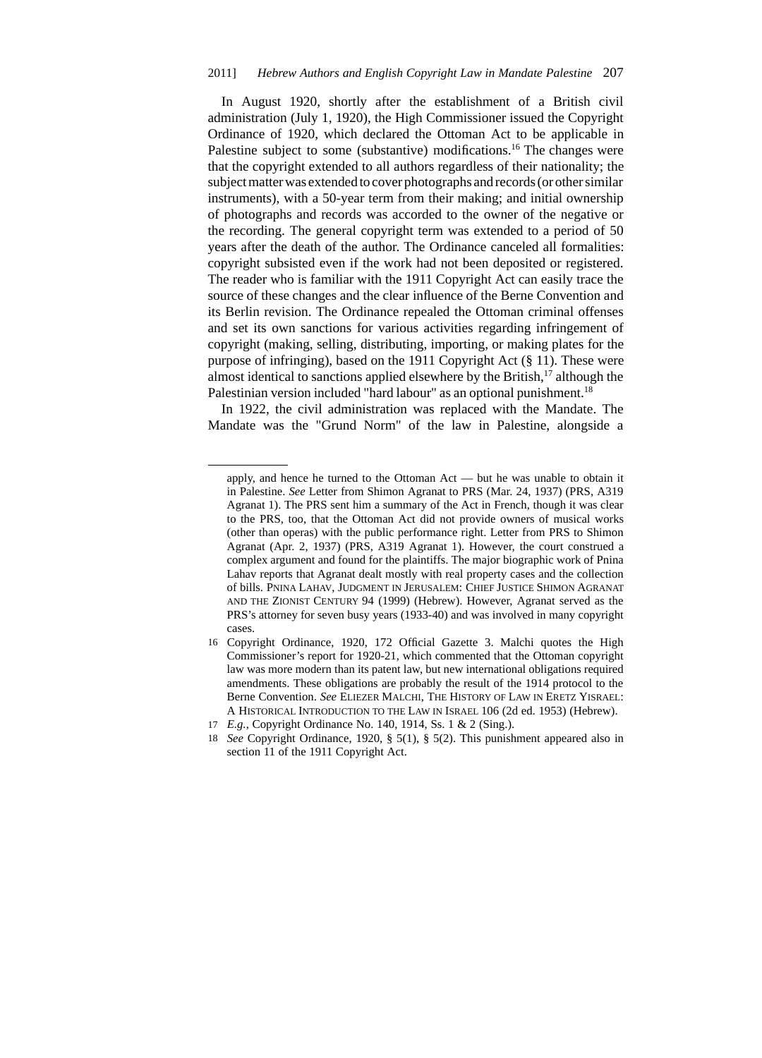In August 1920, shortly after the establishment of a British civil administration (July 1, 1920), the High Commissioner issued the Copyright Ordinance of 1920, which declared the Ottoman Act to be applicable in Palestine subject to some (substantive) modifications.[16] The changes were that the copyright extended to all authors regardless of their nationality; the subject matter was extended to cover photographs and records (or other similar instruments), with a 50-year term from their making; and initial ownership of photographs and records was accorded to the owner of the negative or the recording. The general copyright term was extended to a period of 50 years after the death of the author. The Ordinance canceled all formalities: copyright subsisted even if the work had not been deposited or registered. The reader who is familiar with the 1911 Copyright Act can easily trace the source of these changes and the clear influence of the Berne Convention and its Berlin revision. The Ordinance repealed the Ottoman criminal offenses and set its own sanctions for various activities regarding infringement of copyright (making, selling, distributing, importing, or making plates for the purpose of infringing), based on the 1911 Copyright Act (§ 11). These were almost identical to sanctions applied elsewhere by the British,[17] although the Palestinian version included "hard labour" as an optional punishment.[18]

In 1922, the civil administration was replaced with the Mandate. The Mandate was the "Grund Norm" of the law in Palestine, alongside a

---

apply, and hence he turned to the Ottoman Act — but he was unable to obtain it in Palestine. *See* Letter from Shimon Agranat to PRS (Mar. 24, 1937) (PRS, A319 Agranat 1). The PRS sent him a summary of the Act in French, though it was clear to the PRS, too, that the Ottoman Act did not provide owners of musical works (other than operas) with the public performance right. Letter from PRS to Shimon Agranat (Apr. 2, 1937) (PRS, A319 Agranat 1). However, the court construed a complex argument and found for the plaintiffs. The major biographic work of Pnina Lahav reports that Agranat dealt mostly with real property cases and the collection of bills. PNINA LAHAV, JUDGMENT IN JERUSALEM: CHIEF JUSTICE SHIMON AGRANAT AND THE ZIONIST CENTURY 94 (1999) (Hebrew). However, Agranat served as the PRS's attorney for seven busy years (1933-40) and was involved in many copyright cases.

16 Copyright Ordinance, 1920, 172 Official Gazette 3. Malchi quotes the High Commissioner's report for 1920-21, which commented that the Ottoman copyright law was more modern than its patent law, but new international obligations required amendments. These obligations are probably the result of the 1914 protocol to the Berne Convention. *See* ELIEZER MALCHI, THE HISTORY OF LAW IN ERETZ YISRAEL: A HISTORICAL INTRODUCTION TO THE LAW IN ISRAEL 106 (2d ed. 1953) (Hebrew).

17 *E.g.*, Copyright Ordinance No. 140, 1914, Ss. 1 & 2 (Sing.).

18 *See* Copyright Ordinance, 1920, § 5(1), § 5(2). This punishment appeared also in section 11 of the 1911 Copyright Act.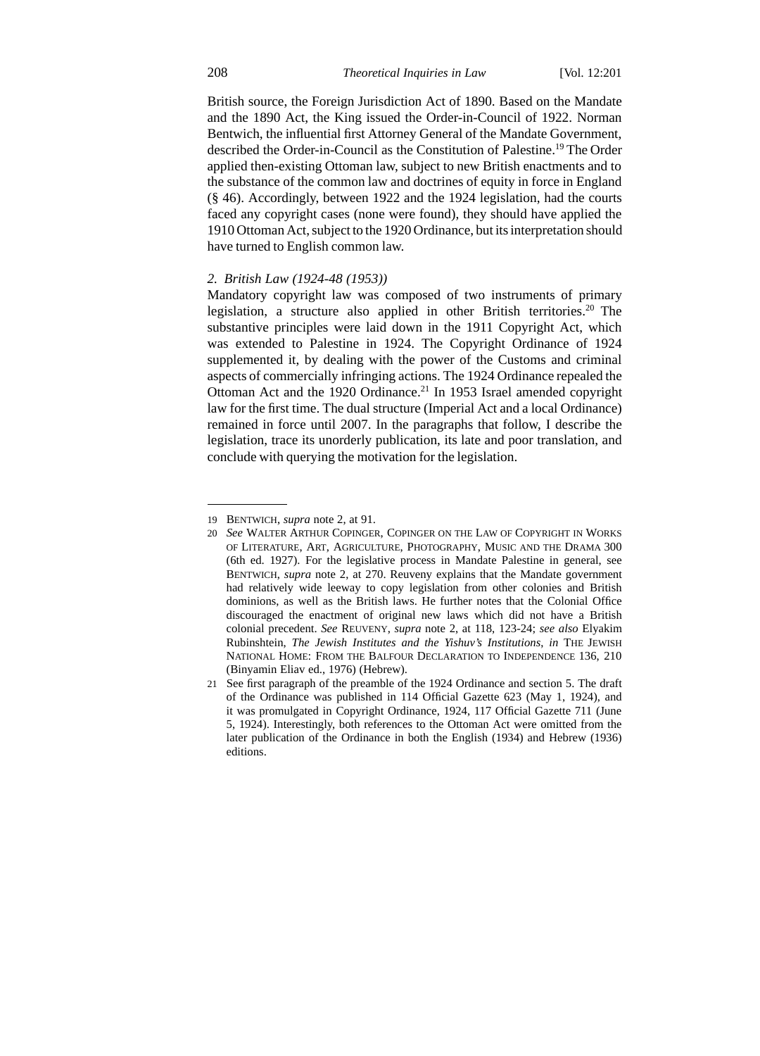British source, the Foreign Jurisdiction Act of 1890. Based on the Mandate and the 1890 Act, the King issued the Order-in-Council of 1922. Norman Bentwich, the influential first Attorney General of the Mandate Government, described the Order-in-Council as the Constitution of Palestine.[19] The Order applied then-existing Ottoman law, subject to new British enactments and to the substance of the common law and doctrines of equity in force in England (§ 46). Accordingly, between 1922 and the 1924 legislation, had the courts faced any copyright cases (none were found), they should have applied the 1910 Ottoman Act, subject to the 1920 Ordinance, but its interpretation should have turned to English common law.

### *2. British Law (1924-48 (1953))*

Mandatory copyright law was composed of two instruments of primary legislation, a structure also applied in other British territories.[20] The substantive principles were laid down in the 1911 Copyright Act, which was extended to Palestine in 1924. The Copyright Ordinance of 1924 supplemented it, by dealing with the power of the Customs and criminal aspects of commercially infringing actions. The 1924 Ordinance repealed the Ottoman Act and the 1920 Ordinance.[21] In 1953 Israel amended copyright law for the first time. The dual structure (Imperial Act and a local Ordinance) remained in force until 2007. In the paragraphs that follow, I describe the legislation, trace its unorderly publication, its late and poor translation, and conclude with querying the motivation for the legislation.

---

19 BENTWICH, *supra* note 2, at 91.

20 *See* WALTER ARTHUR COPINGER, COPINGER ON THE LAW OF COPYRIGHT IN WORKS OF LITERATURE, ART, AGRICULTURE, PHOTOGRAPHY, MUSIC AND THE DRAMA 300 (6th ed. 1927). For the legislative process in Mandate Palestine in general, see BENTWICH, *supra* note 2, at 270. Reuveny explains that the Mandate government had relatively wide leeway to copy legislation from other colonies and British dominions, as well as the British laws. He further notes that the Colonial Office discouraged the enactment of original new laws which did not have a British colonial precedent. *See* REUVENY, *supra* note 2, at 118, 123-24; *see also* Elyakim Rubinshtein, *The Jewish Institutes and the Yishuv's Institutions*, *in* THE JEWISH NATIONAL HOME: FROM THE BALFOUR DECLARATION TO INDEPENDENCE 136, 210 (Binyamin Eliav ed., 1976) (Hebrew).

21 See first paragraph of the preamble of the 1924 Ordinance and section 5. The draft of the Ordinance was published in 114 Official Gazette 623 (May 1, 1924), and it was promulgated in Copyright Ordinance, 1924, 117 Official Gazette 711 (June 5, 1924). Interestingly, both references to the Ottoman Act were omitted from the later publication of the Ordinance in both the English (1934) and Hebrew (1936) editions.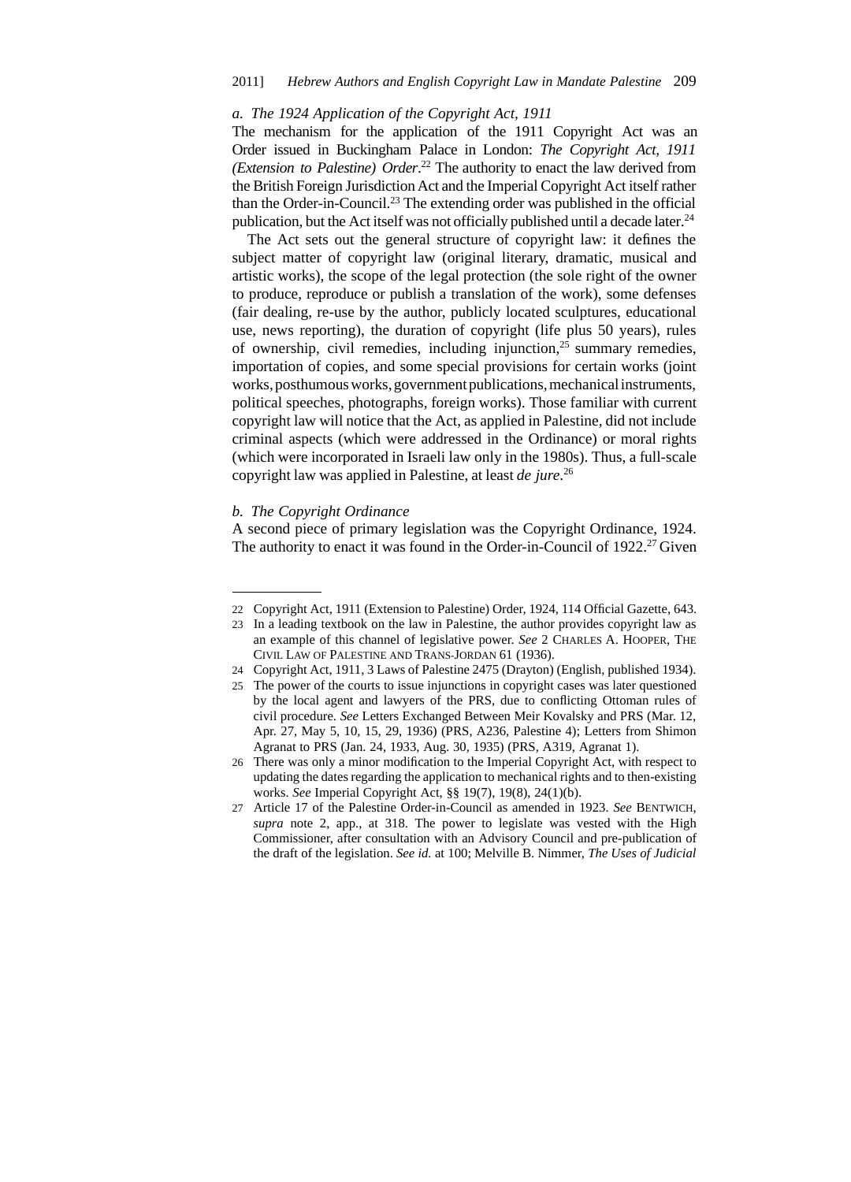### a. The 1924 Application of the Copyright Act, 1911

The mechanism for the application of the 1911 Copyright Act was an Order issued in Buckingham Palace in London: *The Copyright Act, 1911 (Extension to Palestine) Order*.[22] The authority to enact the law derived from the British Foreign Jurisdiction Act and the Imperial Copyright Act itself rather than the Order-in-Council.[23] The extending order was published in the official publication, but the Act itself was not officially published until a decade later.[24]

The Act sets out the general structure of copyright law: it defines the subject matter of copyright law (original literary, dramatic, musical and artistic works), the scope of the legal protection (the sole right of the owner to produce, reproduce or publish a translation of the work), some defenses (fair dealing, re-use by the author, publicly located sculptures, educational use, news reporting), the duration of copyright (life plus 50 years), rules of ownership, civil remedies, including injunction,[25] summary remedies, importation of copies, and some special provisions for certain works (joint works, posthumous works, government publications, mechanical instruments, political speeches, photographs, foreign works). Those familiar with current copyright law will notice that the Act, as applied in Palestine, did not include criminal aspects (which were addressed in the Ordinance) or moral rights (which were incorporated in Israeli law only in the 1980s). Thus, a full-scale copyright law was applied in Palestine, at least *de jure*.[26]

### b. The Copyright Ordinance

A second piece of primary legislation was the Copyright Ordinance, 1924. The authority to enact it was found in the Order-in-Council of 1922.[27] Given

---

22 Copyright Act, 1911 (Extension to Palestine) Order, 1924, 114 Official Gazette, 643.

23 In a leading textbook on the law in Palestine, the author provides copyright law as an example of this channel of legislative power. *See* 2 CHARLES A. HOOPER, THE CIVIL LAW OF PALESTINE AND TRANS-JORDAN 61 (1936).

24 Copyright Act, 1911, 3 Laws of Palestine 2475 (Drayton) (English, published 1934).

25 The power of the courts to issue injunctions in copyright cases was later questioned by the local agent and lawyers of the PRS, due to conflicting Ottoman rules of civil procedure. *See* Letters Exchanged Between Meir Kovalsky and PRS (Mar. 12, Apr. 27, May 5, 10, 15, 29, 1936) (PRS, A236, Palestine 4); Letters from Shimon Agranat to PRS (Jan. 24, 1933, Aug. 30, 1935) (PRS, A319, Agranat 1).

26 There was only a minor modification to the Imperial Copyright Act, with respect to updating the dates regarding the application to mechanical rights and to then-existing works. *See* Imperial Copyright Act, §§ 19(7), 19(8), 24(1)(b).

27 Article 17 of the Palestine Order-in-Council as amended in 1923. *See* BENTWICH, *supra* note 2, app., at 318. The power to legislate was vested with the High Commissioner, after consultation with an Advisory Council and pre-publication of the draft of the legislation. *See id.* at 100; Melville B. Nimmer, *The Uses of Judicial*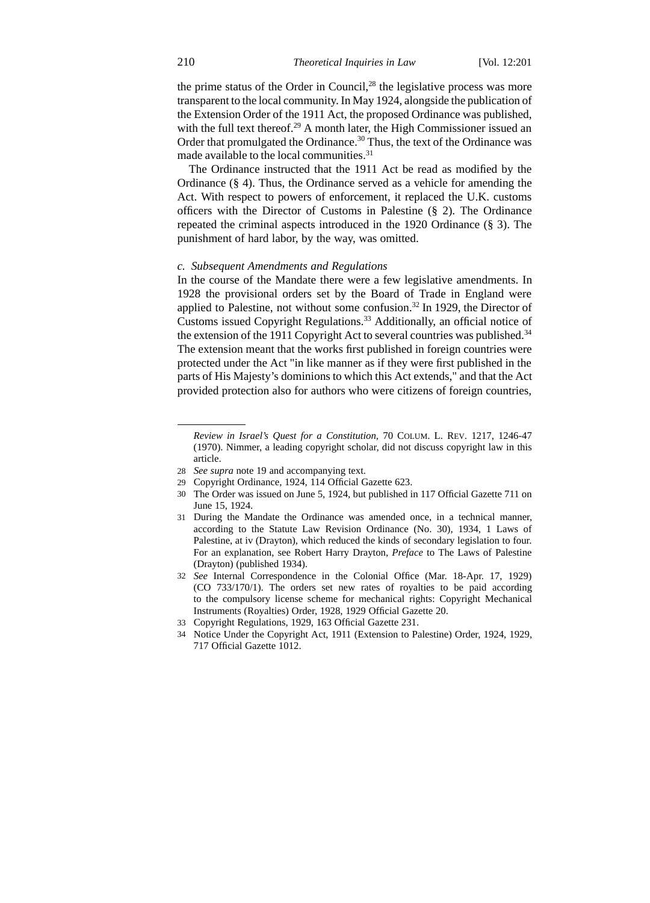the prime status of the Order in Council,[28] the legislative process was more transparent to the local community. In May 1924, alongside the publication of the Extension Order of the 1911 Act, the proposed Ordinance was published, with the full text thereof.[29] A month later, the High Commissioner issued an Order that promulgated the Ordinance.[30] Thus, the text of the Ordinance was made available to the local communities.[31]

The Ordinance instructed that the 1911 Act be read as modified by the Ordinance (§ 4). Thus, the Ordinance served as a vehicle for amending the Act. With respect to powers of enforcement, it replaced the U.K. customs officers with the Director of Customs in Palestine (§ 2). The Ordinance repeated the criminal aspects introduced in the 1920 Ordinance (§ 3). The punishment of hard labor, by the way, was omitted.

*c. Subsequent Amendments and Regulations*

In the course of the Mandate there were a few legislative amendments. In 1928 the provisional orders set by the Board of Trade in England were applied to Palestine, not without some confusion.[32] In 1929, the Director of Customs issued Copyright Regulations.[33] Additionally, an official notice of the extension of the 1911 Copyright Act to several countries was published.[34] The extension meant that the works first published in foreign countries were protected under the Act "in like manner as if they were first published in the parts of His Majesty's dominions to which this Act extends," and that the Act provided protection also for authors who were citizens of foreign countries,

---

*Review in Israel's Quest for a Constitution*, 70 COLUM. L. REV. 1217, 1246-47 (1970). Nimmer, a leading copyright scholar, did not discuss copyright law in this article.

28 *See supra* note 19 and accompanying text.

29 Copyright Ordinance, 1924, 114 Official Gazette 623.

30 The Order was issued on June 5, 1924, but published in 117 Official Gazette 711 on June 15, 1924.

31 During the Mandate the Ordinance was amended once, in a technical manner, according to the Statute Law Revision Ordinance (No. 30), 1934, 1 Laws of Palestine, at iv (Drayton), which reduced the kinds of secondary legislation to four. For an explanation, see Robert Harry Drayton, *Preface* to The Laws of Palestine (Drayton) (published 1934).

32 *See* Internal Correspondence in the Colonial Office (Mar. 18-Apr. 17, 1929) (CO 733/170/1). The orders set new rates of royalties to be paid according to the compulsory license scheme for mechanical rights: Copyright Mechanical Instruments (Royalties) Order, 1928, 1929 Official Gazette 20.

33 Copyright Regulations, 1929, 163 Official Gazette 231.

34 Notice Under the Copyright Act, 1911 (Extension to Palestine) Order, 1924, 1929, 717 Official Gazette 1012.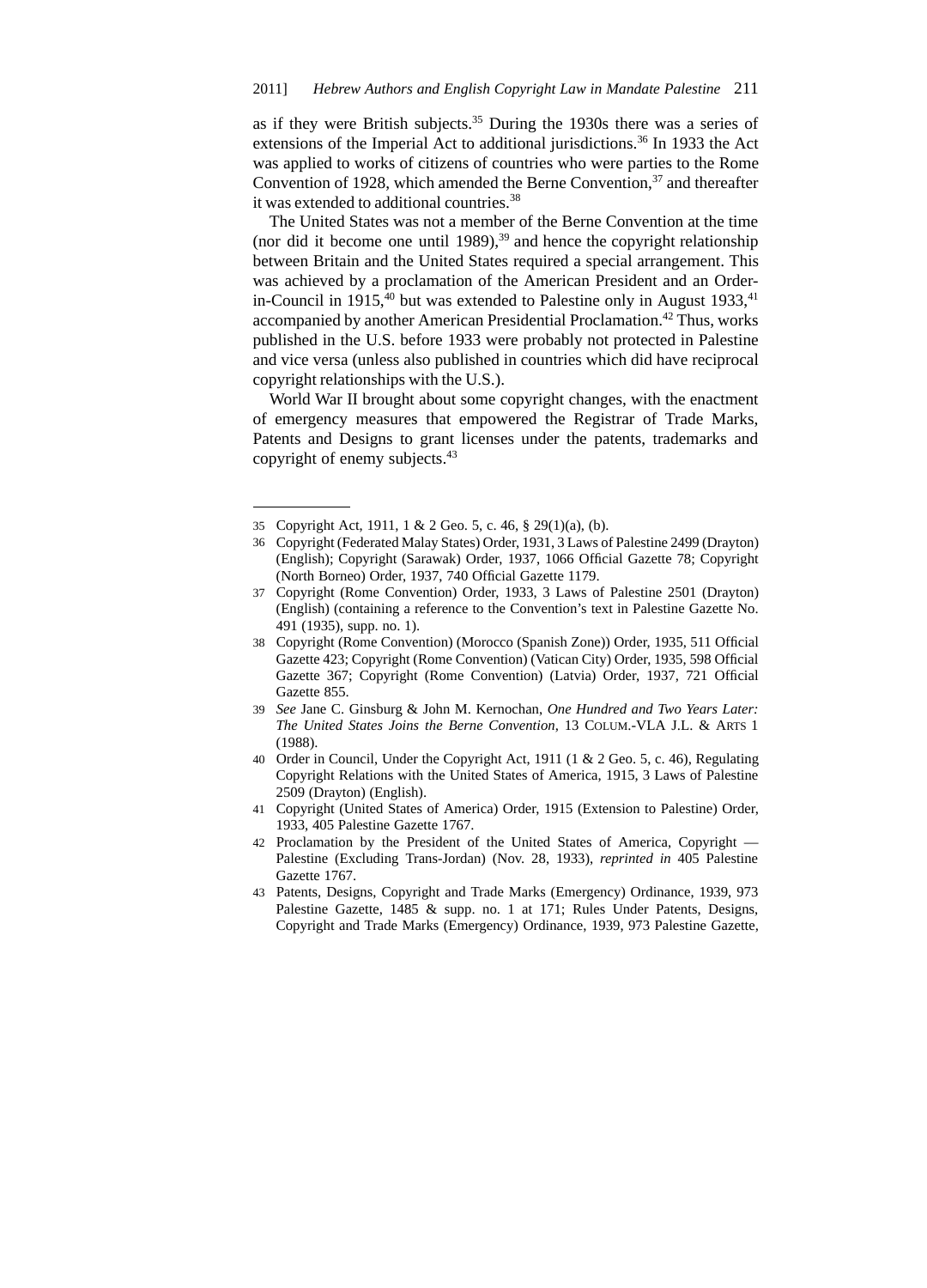as if they were British subjects.[35] During the 1930s there was a series of extensions of the Imperial Act to additional jurisdictions.[36] In 1933 the Act was applied to works of citizens of countries who were parties to the Rome Convention of 1928, which amended the Berne Convention,[37] and thereafter it was extended to additional countries.[38]

The United States was not a member of the Berne Convention at the time (nor did it become one until 1989),[39] and hence the copyright relationship between Britain and the United States required a special arrangement. This was achieved by a proclamation of the American President and an Order-in-Council in 1915,[40] but was extended to Palestine only in August 1933,[41] accompanied by another American Presidential Proclamation.[42] Thus, works published in the U.S. before 1933 were probably not protected in Palestine and vice versa (unless also published in countries which did have reciprocal copyright relationships with the U.S.).

World War II brought about some copyright changes, with the enactment of emergency measures that empowered the Registrar of Trade Marks, Patents and Designs to grant licenses under the patents, trademarks and copyright of enemy subjects.[43]

---

35 Copyright Act, 1911, 1 & 2 Geo. 5, c. 46, § 29(1)(a), (b).

36 Copyright (Federated Malay States) Order, 1931, 3 Laws of Palestine 2499 (Drayton) (English); Copyright (Sarawak) Order, 1937, 1066 Official Gazette 78; Copyright (North Borneo) Order, 1937, 740 Official Gazette 1179.

37 Copyright (Rome Convention) Order, 1933, 3 Laws of Palestine 2501 (Drayton) (English) (containing a reference to the Convention's text in Palestine Gazette No. 491 (1935), supp. no. 1).

38 Copyright (Rome Convention) (Morocco (Spanish Zone)) Order, 1935, 511 Official Gazette 423; Copyright (Rome Convention) (Vatican City) Order, 1935, 598 Official Gazette 367; Copyright (Rome Convention) (Latvia) Order, 1937, 721 Official Gazette 855.

39 *See* Jane C. Ginsburg & John M. Kernochan, *One Hundred and Two Years Later: The United States Joins the Berne Convention*, 13 COLUM.-VLA J.L. & ARTS 1 (1988).

40 Order in Council, Under the Copyright Act, 1911 (1 & 2 Geo. 5, c. 46), Regulating Copyright Relations with the United States of America, 1915, 3 Laws of Palestine 2509 (Drayton) (English).

41 Copyright (United States of America) Order, 1915 (Extension to Palestine) Order, 1933, 405 Palestine Gazette 1767.

42 Proclamation by the President of the United States of America, Copyright — Palestine (Excluding Trans-Jordan) (Nov. 28, 1933), *reprinted in* 405 Palestine Gazette 1767.

43 Patents, Designs, Copyright and Trade Marks (Emergency) Ordinance, 1939, 973 Palestine Gazette, 1485 & supp. no. 1 at 171; Rules Under Patents, Designs, Copyright and Trade Marks (Emergency) Ordinance, 1939, 973 Palestine Gazette,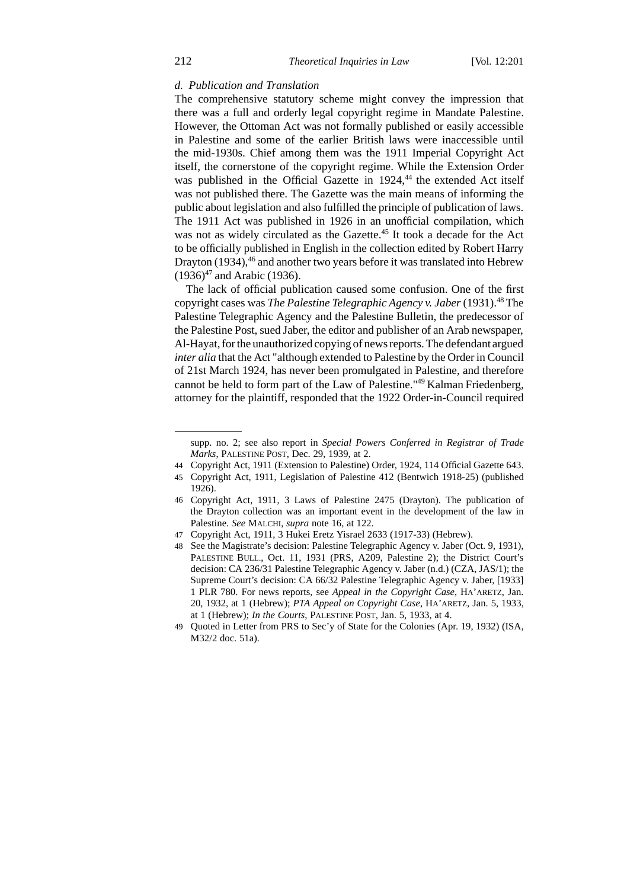*d. Publication and Translation*

The comprehensive statutory scheme might convey the impression that there was a full and orderly legal copyright regime in Mandate Palestine. However, the Ottoman Act was not formally published or easily accessible in Palestine and some of the earlier British laws were inaccessible until the mid-1930s. Chief among them was the 1911 Imperial Copyright Act itself, the cornerstone of the copyright regime. While the Extension Order was published in the Official Gazette in 1924,[44] the extended Act itself was not published there. The Gazette was the main means of informing the public about legislation and also fulfilled the principle of publication of laws. The 1911 Act was published in 1926 in an unofficial compilation, which was not as widely circulated as the Gazette.[45] It took a decade for the Act to be officially published in English in the collection edited by Robert Harry Drayton (1934),[46] and another two years before it was translated into Hebrew (1936)[47] and Arabic (1936).

The lack of official publication caused some confusion. One of the first copyright cases was *The Palestine Telegraphic Agency v. Jaber* (1931).[48] The Palestine Telegraphic Agency and the Palestine Bulletin, the predecessor of the Palestine Post, sued Jaber, the editor and publisher of an Arab newspaper, Al-Hayat, for the unauthorized copying of news reports. The defendant argued *inter alia* that the Act "although extended to Palestine by the Order in Council of 21st March 1924, has never been promulgated in Palestine, and therefore cannot be held to form part of the Law of Palestine."[49] Kalman Friedenberg, attorney for the plaintiff, responded that the 1922 Order-in-Council required

---

supp. no. 2; see also report in *Special Powers Conferred in Registrar of Trade Marks*, PALESTINE POST, Dec. 29, 1939, at 2.

44 Copyright Act, 1911 (Extension to Palestine) Order, 1924, 114 Official Gazette 643.

45 Copyright Act, 1911, Legislation of Palestine 412 (Bentwich 1918-25) (published 1926).

46 Copyright Act, 1911, 3 Laws of Palestine 2475 (Drayton). The publication of the Drayton collection was an important event in the development of the law in Palestine. *See* MALCHI, *supra* note 16, at 122.

47 Copyright Act, 1911, 3 Hukei Eretz Yisrael 2633 (1917-33) (Hebrew).

48 See the Magistrate's decision: Palestine Telegraphic Agency v. Jaber (Oct. 9, 1931), PALESTINE BULL., Oct. 11, 1931 (PRS, A209, Palestine 2); the District Court's decision: CA 236/31 Palestine Telegraphic Agency v. Jaber (n.d.) (CZA, JAS/1); the Supreme Court's decision: CA 66/32 Palestine Telegraphic Agency v. Jaber, [1933] 1 PLR 780. For news reports, see *Appeal in the Copyright Case*, HA'ARETZ, Jan. 20, 1932, at 1 (Hebrew); *PTA Appeal on Copyright Case*, HA'ARETZ, Jan. 5, 1933, at 1 (Hebrew); *In the Courts*, PALESTINE POST, Jan. 5, 1933, at 4.

49 Quoted in Letter from PRS to Sec'y of State for the Colonies (Apr. 19, 1932) (ISA, M32/2 doc. 51a).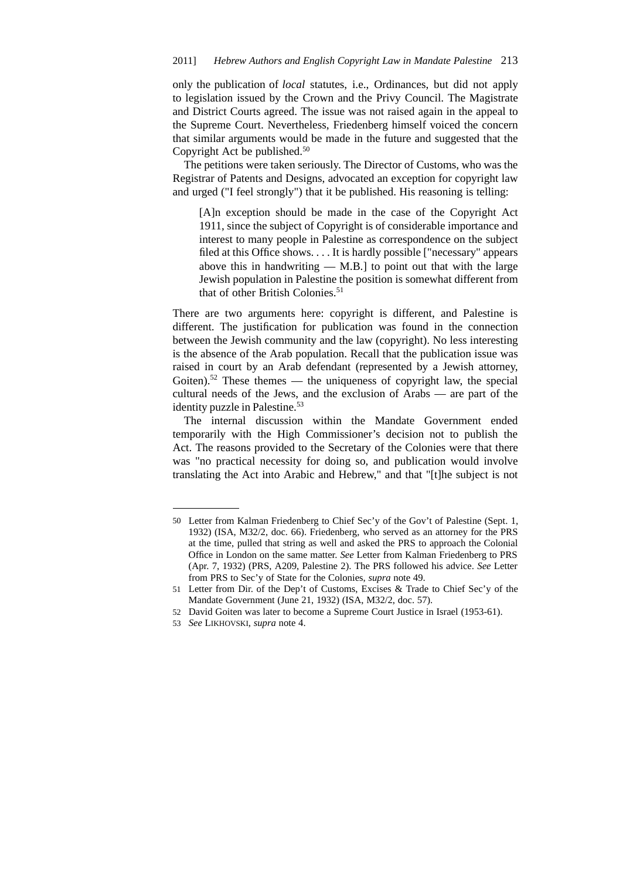only the publication of *local* statutes, i.e., Ordinances, but did not apply to legislation issued by the Crown and the Privy Council. The Magistrate and District Courts agreed. The issue was not raised again in the appeal to the Supreme Court. Nevertheless, Friedenberg himself voiced the concern that similar arguments would be made in the future and suggested that the Copyright Act be published.[50]

The petitions were taken seriously. The Director of Customs, who was the Registrar of Patents and Designs, advocated an exception for copyright law and urged ("I feel strongly") that it be published. His reasoning is telling:

> [A]n exception should be made in the case of the Copyright Act 1911, since the subject of Copyright is of considerable importance and interest to many people in Palestine as correspondence on the subject filed at this Office shows. . . . It is hardly possible ["necessary" appears above this in handwriting — M.B.] to point out that with the large Jewish population in Palestine the position is somewhat different from that of other British Colonies.[51]

There are two arguments here: copyright is different, and Palestine is different. The justification for publication was found in the connection between the Jewish community and the law (copyright). No less interesting is the absence of the Arab population. Recall that the publication issue was raised in court by an Arab defendant (represented by a Jewish attorney, Goiten).[52] These themes — the uniqueness of copyright law, the special cultural needs of the Jews, and the exclusion of Arabs — are part of the identity puzzle in Palestine.[53]

The internal discussion within the Mandate Government ended temporarily with the High Commissioner's decision not to publish the Act. The reasons provided to the Secretary of the Colonies were that there was "no practical necessity for doing so, and publication would involve translating the Act into Arabic and Hebrew," and that "[t]he subject is not

---

50 Letter from Kalman Friedenberg to Chief Sec'y of the Gov't of Palestine (Sept. 1, 1932) (ISA, M32/2, doc. 66). Friedenberg, who served as an attorney for the PRS at the time, pulled that string as well and asked the PRS to approach the Colonial Office in London on the same matter. *See* Letter from Kalman Friedenberg to PRS (Apr. 7, 1932) (PRS, A209, Palestine 2). The PRS followed his advice. *See* Letter from PRS to Sec'y of State for the Colonies, *supra* note 49.

51 Letter from Dir. of the Dep't of Customs, Excises & Trade to Chief Sec'y of the Mandate Government (June 21, 1932) (ISA, M32/2, doc. 57).

52 David Goiten was later to become a Supreme Court Justice in Israel (1953-61).

53 *See* LIKHOVSKI, *supra* note 4.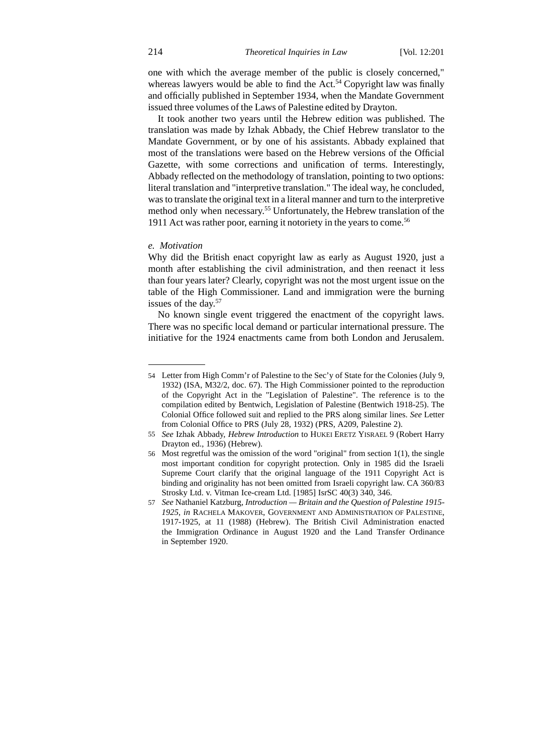one with which the average member of the public is closely concerned," whereas lawyers would be able to find the Act.[54] Copyright law was finally and officially published in September 1934, when the Mandate Government issued three volumes of the Laws of Palestine edited by Drayton.

It took another two years until the Hebrew edition was published. The translation was made by Izhak Abbady, the Chief Hebrew translator to the Mandate Government, or by one of his assistants. Abbady explained that most of the translations were based on the Hebrew versions of the Official Gazette, with some corrections and unification of terms. Interestingly, Abbady reflected on the methodology of translation, pointing to two options: literal translation and "interpretive translation." The ideal way, he concluded, was to translate the original text in a literal manner and turn to the interpretive method only when necessary.[55] Unfortunately, the Hebrew translation of the 1911 Act was rather poor, earning it notoriety in the years to come.[56]

*e. Motivation*

Why did the British enact copyright law as early as August 1920, just a month after establishing the civil administration, and then reenact it less than four years later? Clearly, copyright was not the most urgent issue on the table of the High Commissioner. Land and immigration were the burning issues of the day.[57]

No known single event triggered the enactment of the copyright laws. There was no specific local demand or particular international pressure. The initiative for the 1924 enactments came from both London and Jerusalem.

---

54 Letter from High Comm'r of Palestine to the Sec'y of State for the Colonies (July 9, 1932) (ISA, M32/2, doc. 67). The High Commissioner pointed to the reproduction of the Copyright Act in the "Legislation of Palestine". The reference is to the compilation edited by Bentwich, Legislation of Palestine (Bentwich 1918-25). The Colonial Office followed suit and replied to the PRS along similar lines. *See* Letter from Colonial Office to PRS (July 28, 1932) (PRS, A209, Palestine 2).

55 *See* Izhak Abbady, *Hebrew Introduction* to HUKEI ERETZ YISRAEL 9 (Robert Harry Drayton ed., 1936) (Hebrew).

56 Most regretful was the omission of the word "original" from section 1(1), the single most important condition for copyright protection. Only in 1985 did the Israeli Supreme Court clarify that the original language of the 1911 Copyright Act is binding and originality has not been omitted from Israeli copyright law. CA 360/83 Strosky Ltd. v. Vitman Ice-cream Ltd. [1985] IsrSC 40(3) 340, 346.

57 *See* Nathaniel Katzburg, *Introduction — Britain and the Question of Palestine 1915-1925*, *in* RACHELA MAKOVER, GOVERNMENT AND ADMINISTRATION OF PALESTINE, 1917-1925, at 11 (1988) (Hebrew). The British Civil Administration enacted the Immigration Ordinance in August 1920 and the Land Transfer Ordinance in September 1920.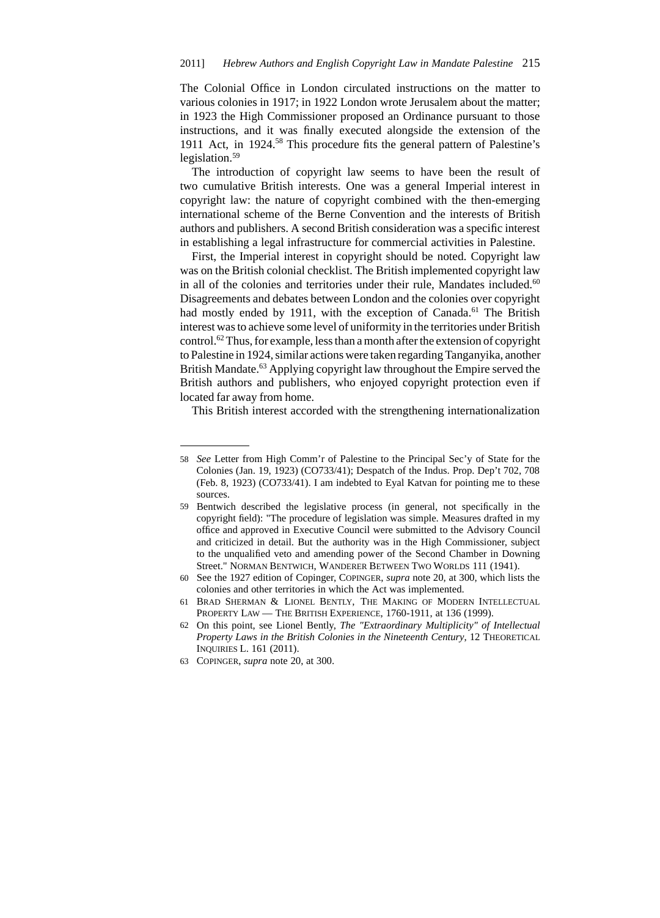The Colonial Office in London circulated instructions on the matter to various colonies in 1917; in 1922 London wrote Jerusalem about the matter; in 1923 the High Commissioner proposed an Ordinance pursuant to those instructions, and it was finally executed alongside the extension of the 1911 Act, in 1924.[58] This procedure fits the general pattern of Palestine's legislation.[59]

The introduction of copyright law seems to have been the result of two cumulative British interests. One was a general Imperial interest in copyright law: the nature of copyright combined with the then-emerging international scheme of the Berne Convention and the interests of British authors and publishers. A second British consideration was a specific interest in establishing a legal infrastructure for commercial activities in Palestine.

First, the Imperial interest in copyright should be noted. Copyright law was on the British colonial checklist. The British implemented copyright law in all of the colonies and territories under their rule, Mandates included.[60] Disagreements and debates between London and the colonies over copyright had mostly ended by 1911, with the exception of Canada.[61] The British interest was to achieve some level of uniformity in the territories under British control.[62] Thus, for example, less than a month after the extension of copyright to Palestine in 1924, similar actions were taken regarding Tanganyika, another British Mandate.[63] Applying copyright law throughout the Empire served the British authors and publishers, who enjoyed copyright protection even if located far away from home.

This British interest accorded with the strengthening internationalization

---

58 *See* Letter from High Comm'r of Palestine to the Principal Sec'y of State for the Colonies (Jan. 19, 1923) (CO733/41); Despatch of the Indus. Prop. Dep't 702, 708 (Feb. 8, 1923) (CO733/41). I am indebted to Eyal Katvan for pointing me to these sources.

59 Bentwich described the legislative process (in general, not specifically in the copyright field): "The procedure of legislation was simple. Measures drafted in my office and approved in Executive Council were submitted to the Advisory Council and criticized in detail. But the authority was in the High Commissioner, subject to the unqualified veto and amending power of the Second Chamber in Downing Street." NORMAN BENTWICH, WANDERER BETWEEN TWO WORLDS 111 (1941).

60 See the 1927 edition of Copinger, COPINGER, *supra* note 20, at 300, which lists the colonies and other territories in which the Act was implemented.

61 BRAD SHERMAN & LIONEL BENTLY, THE MAKING OF MODERN INTELLECTUAL PROPERTY LAW — THE BRITISH EXPERIENCE, 1760-1911, at 136 (1999).

62 On this point, see Lionel Bently, *The "Extraordinary Multiplicity" of Intellectual Property Laws in the British Colonies in the Nineteenth Century*, 12 THEORETICAL INQUIRIES L. 161 (2011).

63 COPINGER, *supra* note 20, at 300.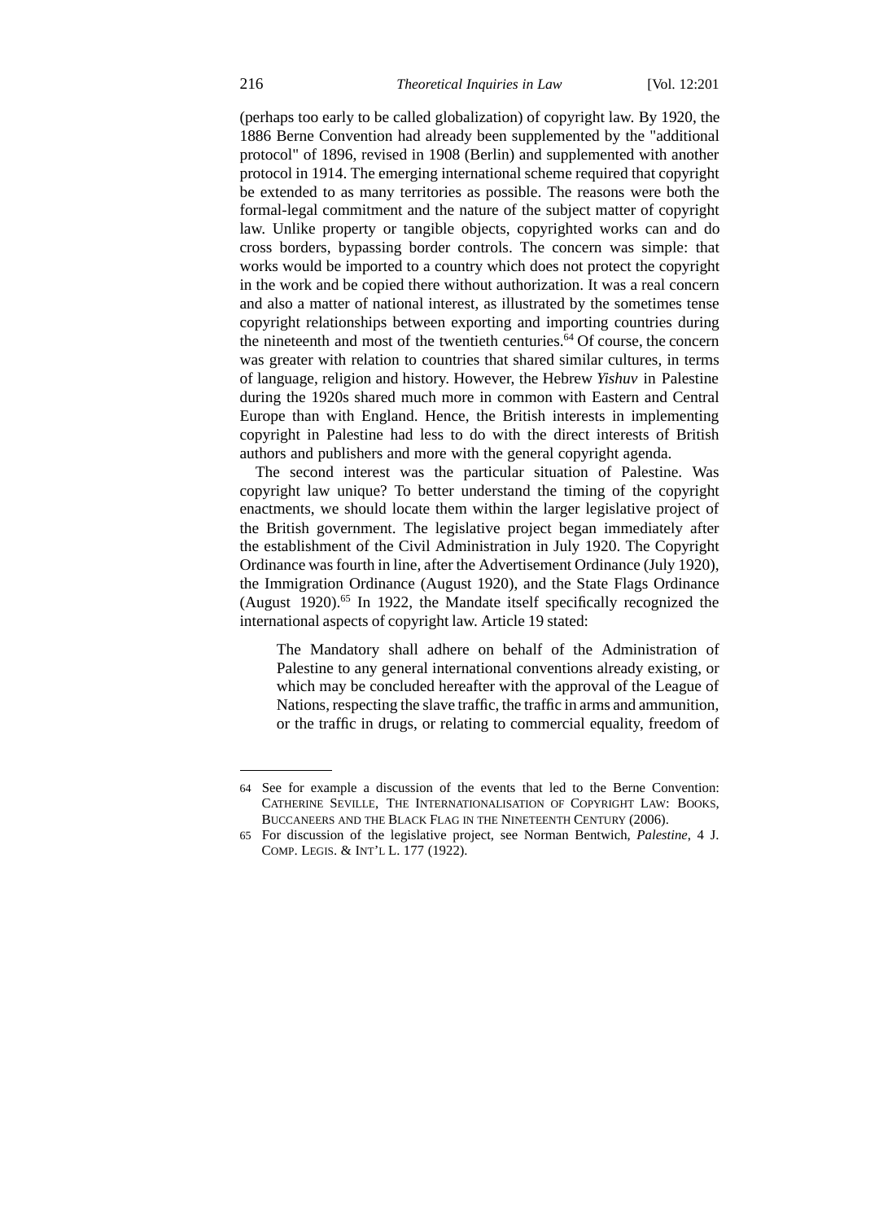(perhaps too early to be called globalization) of copyright law. By 1920, the 1886 Berne Convention had already been supplemented by the "additional protocol" of 1896, revised in 1908 (Berlin) and supplemented with another protocol in 1914. The emerging international scheme required that copyright be extended to as many territories as possible. The reasons were both the formal-legal commitment and the nature of the subject matter of copyright law. Unlike property or tangible objects, copyrighted works can and do cross borders, bypassing border controls. The concern was simple: that works would be imported to a country which does not protect the copyright in the work and be copied there without authorization. It was a real concern and also a matter of national interest, as illustrated by the sometimes tense copyright relationships between exporting and importing countries during the nineteenth and most of the twentieth centuries.[64] Of course, the concern was greater with relation to countries that shared similar cultures, in terms of language, religion and history. However, the Hebrew *Yishuv* in Palestine during the 1920s shared much more in common with Eastern and Central Europe than with England. Hence, the British interests in implementing copyright in Palestine had less to do with the direct interests of British authors and publishers and more with the general copyright agenda.

The second interest was the particular situation of Palestine. Was copyright law unique? To better understand the timing of the copyright enactments, we should locate them within the larger legislative project of the British government. The legislative project began immediately after the establishment of the Civil Administration in July 1920. The Copyright Ordinance was fourth in line, after the Advertisement Ordinance (July 1920), the Immigration Ordinance (August 1920), and the State Flags Ordinance (August 1920).[65] In 1922, the Mandate itself specifically recognized the international aspects of copyright law. Article 19 stated:

> The Mandatory shall adhere on behalf of the Administration of Palestine to any general international conventions already existing, or which may be concluded hereafter with the approval of the League of Nations, respecting the slave traffic, the traffic in arms and ammunition, or the traffic in drugs, or relating to commercial equality, freedom of

---

64 See for example a discussion of the events that led to the Berne Convention: CATHERINE SEVILLE, THE INTERNATIONALISATION OF COPYRIGHT LAW: BOOKS, BUCCANEERS AND THE BLACK FLAG IN THE NINETEENTH CENTURY (2006).

65 For discussion of the legislative project, see Norman Bentwich, *Palestine*, 4 J. COMP. LEGIS. & INT'L L. 177 (1922).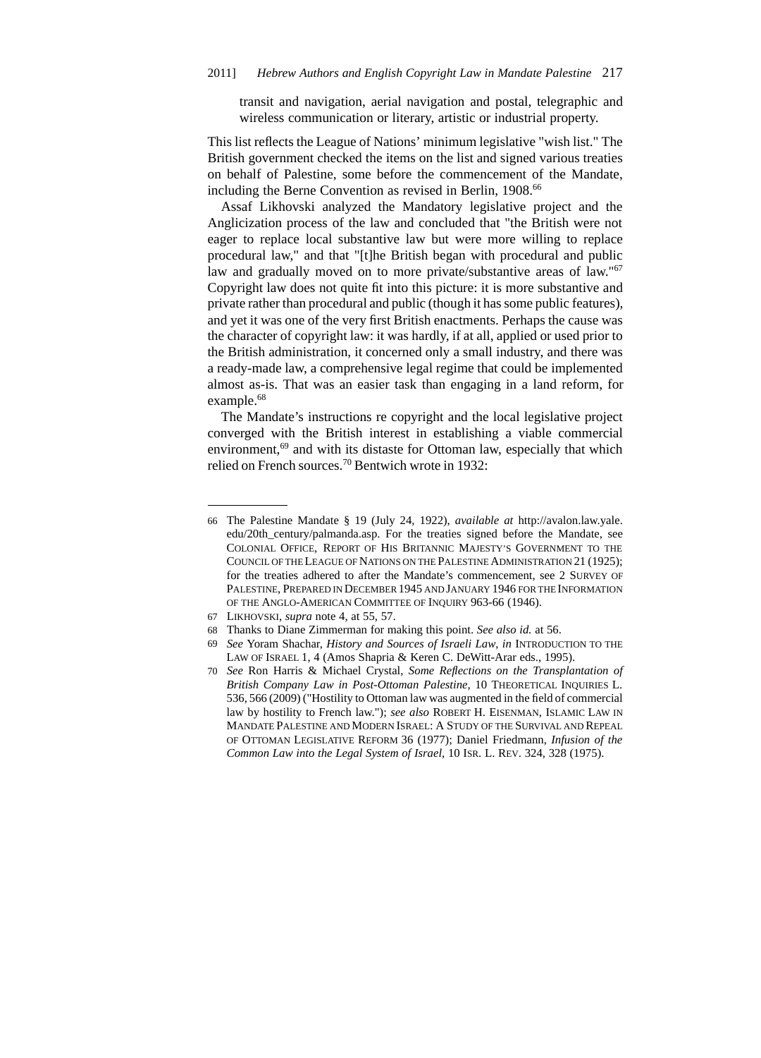transit and navigation, aerial navigation and postal, telegraphic and wireless communication or literary, artistic or industrial property.

This list reflects the League of Nations' minimum legislative "wish list." The British government checked the items on the list and signed various treaties on behalf of Palestine, some before the commencement of the Mandate, including the Berne Convention as revised in Berlin, 1908.[66]

Assaf Likhovski analyzed the Mandatory legislative project and the Anglicization process of the law and concluded that "the British were not eager to replace local substantive law but were more willing to replace procedural law," and that "[t]he British began with procedural and public law and gradually moved on to more private/substantive areas of law."[67] Copyright law does not quite fit into this picture: it is more substantive and private rather than procedural and public (though it has some public features), and yet it was one of the very first British enactments. Perhaps the cause was the character of copyright law: it was hardly, if at all, applied or used prior to the British administration, it concerned only a small industry, and there was a ready-made law, a comprehensive legal regime that could be implemented almost as-is. That was an easier task than engaging in a land reform, for example.[68]

The Mandate's instructions re copyright and the local legislative project converged with the British interest in establishing a viable commercial environment,[69] and with its distaste for Ottoman law, especially that which relied on French sources.[70] Bentwich wrote in 1932:

---

66 The Palestine Mandate § 19 (July 24, 1922), *available at* http://avalon.law.yale.edu/20th_century/palmanda.asp. For the treaties signed before the Mandate, see Colonial Office, Report of His Britannic Majesty's Government to the Council of the League of Nations on the Palestine Administration 21 (1925); for the treaties adhered to after the Mandate's commencement, see 2 Survey of Palestine, Prepared in December 1945 and January 1946 for the Information of the Anglo-American Committee of Inquiry 963-66 (1946).

67 Likhovski, *supra* note 4, at 55, 57.

68 Thanks to Diane Zimmerman for making this point. *See also id.* at 56.

69 *See* Yoram Shachar, *History and Sources of Israeli Law*, *in* Introduction to the Law of Israel 1, 4 (Amos Shapria & Keren C. DeWitt-Arar eds., 1995).

70 *See* Ron Harris & Michael Crystal, *Some Reflections on the Transplantation of British Company Law in Post-Ottoman Palestine*, 10 Theoretical Inquiries L. 536, 566 (2009) ("Hostility to Ottoman law was augmented in the field of commercial law by hostility to French law."); *see also* Robert H. Eisenman, Islamic Law in Mandate Palestine and Modern Israel: A Study of the Survival and Repeal of Ottoman Legislative Reform 36 (1977); Daniel Friedmann, *Infusion of the Common Law into the Legal System of Israel*, 10 Isr. L. Rev. 324, 328 (1975).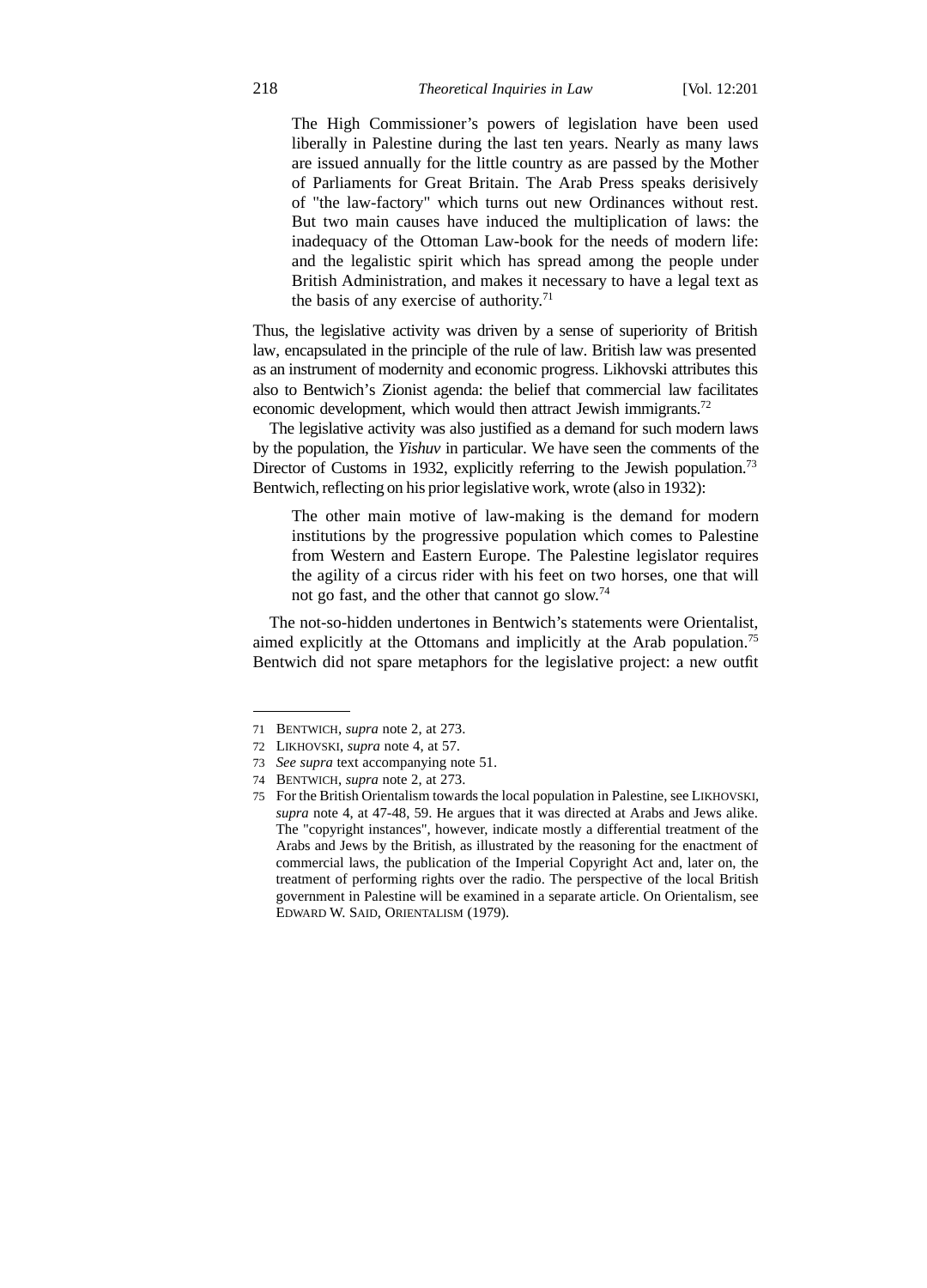> The High Commissioner's powers of legislation have been used liberally in Palestine during the last ten years. Nearly as many laws are issued annually for the little country as are passed by the Mother of Parliaments for Great Britain. The Arab Press speaks derisively of "the law-factory" which turns out new Ordinances without rest. But two main causes have induced the multiplication of laws: the inadequacy of the Ottoman Law-book for the needs of modern life: and the legalistic spirit which has spread among the people under British Administration, and makes it necessary to have a legal text as the basis of any exercise of authority.[71]

Thus, the legislative activity was driven by a sense of superiority of British law, encapsulated in the principle of the rule of law. British law was presented as an instrument of modernity and economic progress. Likhovski attributes this also to Bentwich's Zionist agenda: the belief that commercial law facilitates economic development, which would then attract Jewish immigrants.[72]

The legislative activity was also justified as a demand for such modern laws by the population, the *Yishuv* in particular. We have seen the comments of the Director of Customs in 1932, explicitly referring to the Jewish population.[73] Bentwich, reflecting on his prior legislative work, wrote (also in 1932):

> The other main motive of law-making is the demand for modern institutions by the progressive population which comes to Palestine from Western and Eastern Europe. The Palestine legislator requires the agility of a circus rider with his feet on two horses, one that will not go fast, and the other that cannot go slow.[74]

The not-so-hidden undertones in Bentwich's statements were Orientalist, aimed explicitly at the Ottomans and implicitly at the Arab population.[75] Bentwich did not spare metaphors for the legislative project: a new outfit

---

71 BENTWICH, *supra* note 2, at 273.

72 LIKHOVSKI, *supra* note 4, at 57.

73 *See supra* text accompanying note 51.

74 BENTWICH, *supra* note 2, at 273.

75 For the British Orientalism towards the local population in Palestine, see LIKHOVSKI, *supra* note 4, at 47-48, 59. He argues that it was directed at Arabs and Jews alike. The "copyright instances", however, indicate mostly a differential treatment of the Arabs and Jews by the British, as illustrated by the reasoning for the enactment of commercial laws, the publication of the Imperial Copyright Act and, later on, the treatment of performing rights over the radio. The perspective of the local British government in Palestine will be examined in a separate article. On Orientalism, see EDWARD W. SAID, ORIENTALISM (1979).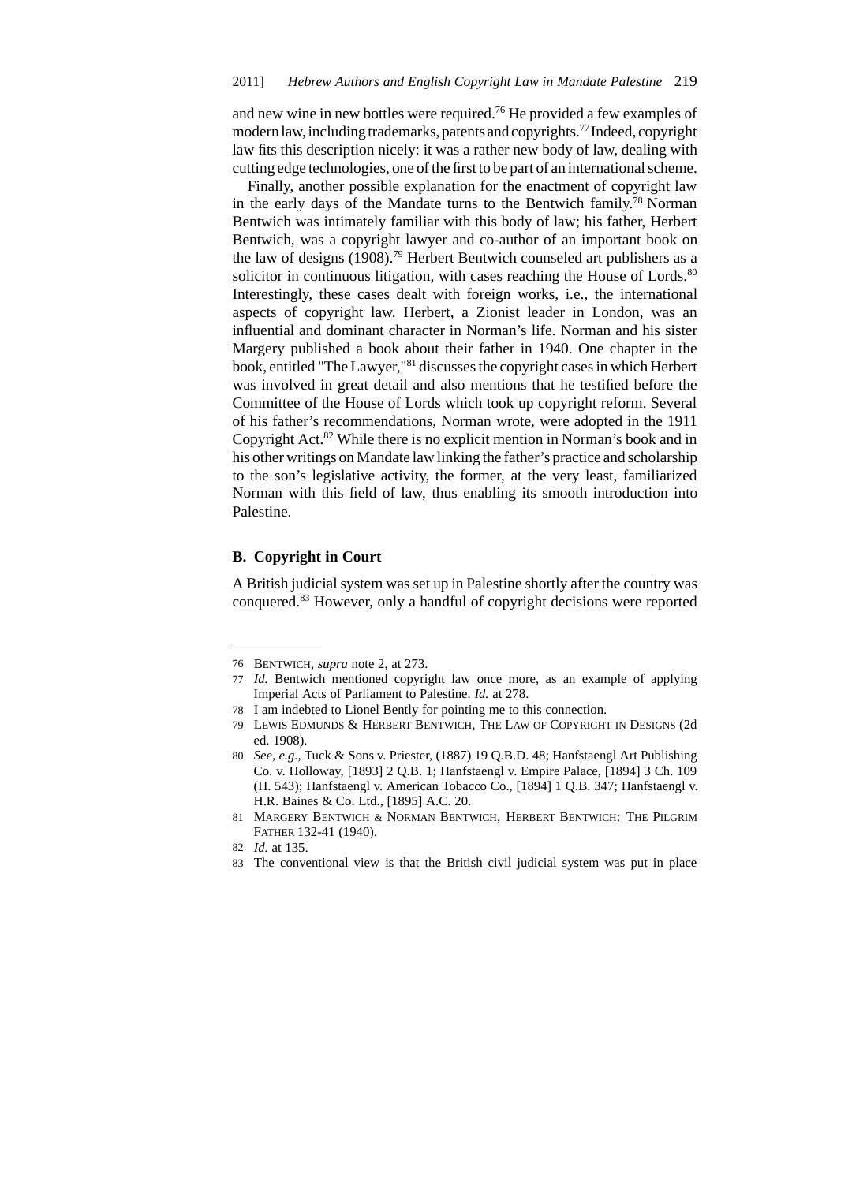and new wine in new bottles were required.[76] He provided a few examples of modern law, including trademarks, patents and copyrights.[77] Indeed, copyright law fits this description nicely: it was a rather new body of law, dealing with cutting edge technologies, one of the first to be part of an international scheme.

Finally, another possible explanation for the enactment of copyright law in the early days of the Mandate turns to the Bentwich family.[78] Norman Bentwich was intimately familiar with this body of law; his father, Herbert Bentwich, was a copyright lawyer and co-author of an important book on the law of designs (1908).[79] Herbert Bentwich counseled art publishers as a solicitor in continuous litigation, with cases reaching the House of Lords.[80] Interestingly, these cases dealt with foreign works, i.e., the international aspects of copyright law. Herbert, a Zionist leader in London, was an influential and dominant character in Norman's life. Norman and his sister Margery published a book about their father in 1940. One chapter in the book, entitled "The Lawyer,"[81] discusses the copyright cases in which Herbert was involved in great detail and also mentions that he testified before the Committee of the House of Lords which took up copyright reform. Several of his father's recommendations, Norman wrote, were adopted in the 1911 Copyright Act.[82] While there is no explicit mention in Norman's book and in his other writings on Mandate law linking the father's practice and scholarship to the son's legislative activity, the former, at the very least, familiarized Norman with this field of law, thus enabling its smooth introduction into Palestine.

### B. Copyright in Court

A British judicial system was set up in Palestine shortly after the country was conquered.[83] However, only a handful of copyright decisions were reported

---

76 Bentwich, *supra* note 2, at 273.

77 *Id.* Bentwich mentioned copyright law once more, as an example of applying Imperial Acts of Parliament to Palestine. *Id.* at 278.

78 I am indebted to Lionel Bently for pointing me to this connection.

79 Lewis Edmunds & Herbert Bentwich, The Law of Copyright in Designs (2d ed. 1908).

80 *See, e.g.*, Tuck & Sons v. Priester, (1887) 19 Q.B.D. 48; Hanfstaengl Art Publishing Co. v. Holloway, [1893] 2 Q.B. 1; Hanfstaengl v. Empire Palace, [1894] 3 Ch. 109 (H. 543); Hanfstaengl v. American Tobacco Co., [1894] 1 Q.B. 347; Hanfstaengl v. H.R. Baines & Co. Ltd., [1895] A.C. 20.

81 Margery Bentwich & Norman Bentwich, Herbert Bentwich: The Pilgrim Father 132-41 (1940).

82 *Id.* at 135.

83 The conventional view is that the British civil judicial system was put in place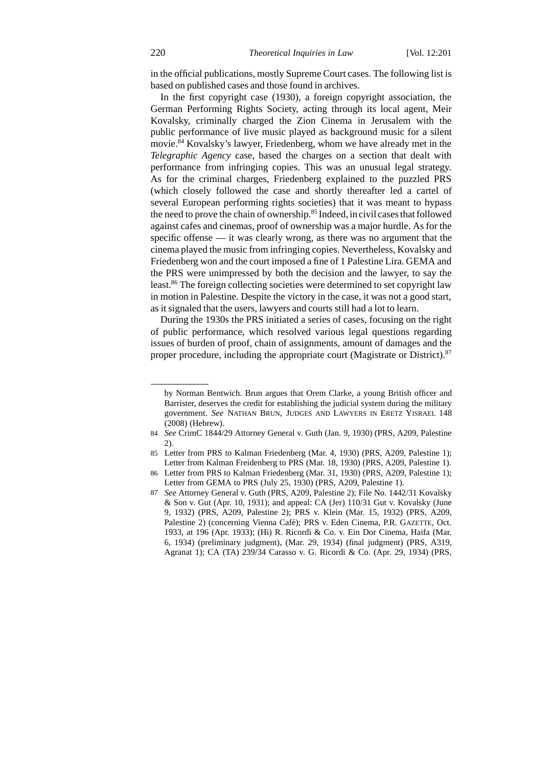in the official publications, mostly Supreme Court cases. The following list is based on published cases and those found in archives.

In the first copyright case (1930), a foreign copyright association, the German Performing Rights Society, acting through its local agent, Meir Kovalsky, criminally charged the Zion Cinema in Jerusalem with the public performance of live music played as background music for a silent movie.[84] Kovalsky's lawyer, Friedenberg, whom we have already met in the *Telegraphic Agency* case, based the charges on a section that dealt with performance from infringing copies. This was an unusual legal strategy. As for the criminal charges, Friedenberg explained to the puzzled PRS (which closely followed the case and shortly thereafter led a cartel of several European performing rights societies) that it was meant to bypass the need to prove the chain of ownership.[85] Indeed, in civil cases that followed against cafes and cinemas, proof of ownership was a major hurdle. As for the specific offense — it was clearly wrong, as there was no argument that the cinema played the music from infringing copies. Nevertheless, Kovalsky and Friedenberg won and the court imposed a fine of 1 Palestine Lira. GEMA and the PRS were unimpressed by both the decision and the lawyer, to say the least.[86] The foreign collecting societies were determined to set copyright law in motion in Palestine. Despite the victory in the case, it was not a good start, as it signaled that the users, lawyers and courts still had a lot to learn.

During the 1930s the PRS initiated a series of cases, focusing on the right of public performance, which resolved various legal questions regarding issues of burden of proof, chain of assignments, amount of damages and the proper procedure, including the appropriate court (Magistrate or District).[87]

---

by Norman Bentwich. Brun argues that Orem Clarke, a young British officer and Barrister, deserves the credit for establishing the judicial system during the military government. *See* Nathan Brun, Judges and Lawyers in Eretz Yisrael 148 (2008) (Hebrew).

84 *See* CrimC 1844/29 Attorney General v. Guth (Jan. 9, 1930) (PRS, A209, Palestine 2).

85 Letter from PRS to Kalman Friedenberg (Mar. 4, 1930) (PRS, A209, Palestine 1); Letter from Kalman Freidenberg to PRS (Mar. 18, 1930) (PRS, A209, Palestine 1).

86 Letter from PRS to Kalman Friedenberg (Mar. 31, 1930) (PRS, A209, Palestine 1); Letter from GEMA to PRS (July 25, 1930) (PRS, A209, Palestine 1).

87 *See* Attorney General v. Guth (PRS, A209, Palestine 2); File No. 1442/31 Kovalsky & Son v. Gut (Apr. 10, 1931); and appeal: CA (Jer) 110/31 Gut v. Kovalsky (June 9, 1932) (PRS, A209, Palestine 2); PRS v. Klein (Mar. 15, 1932) (PRS, A209, Palestine 2) (concerning Vienna Café); PRS v. Eden Cinema, P.R. Gazette, Oct. 1933, at 196 (Apr. 1933); (Hi) R. Ricordi & Co. v. Ein Dor Cinema, Haifa (Mar. 6, 1934) (preliminary judgment), (Mar. 29, 1934) (final judgment) (PRS, A319, Agranat 1); CA (TA) 239/34 Carasso v. G. Ricordi & Co. (Apr. 29, 1934) (PRS,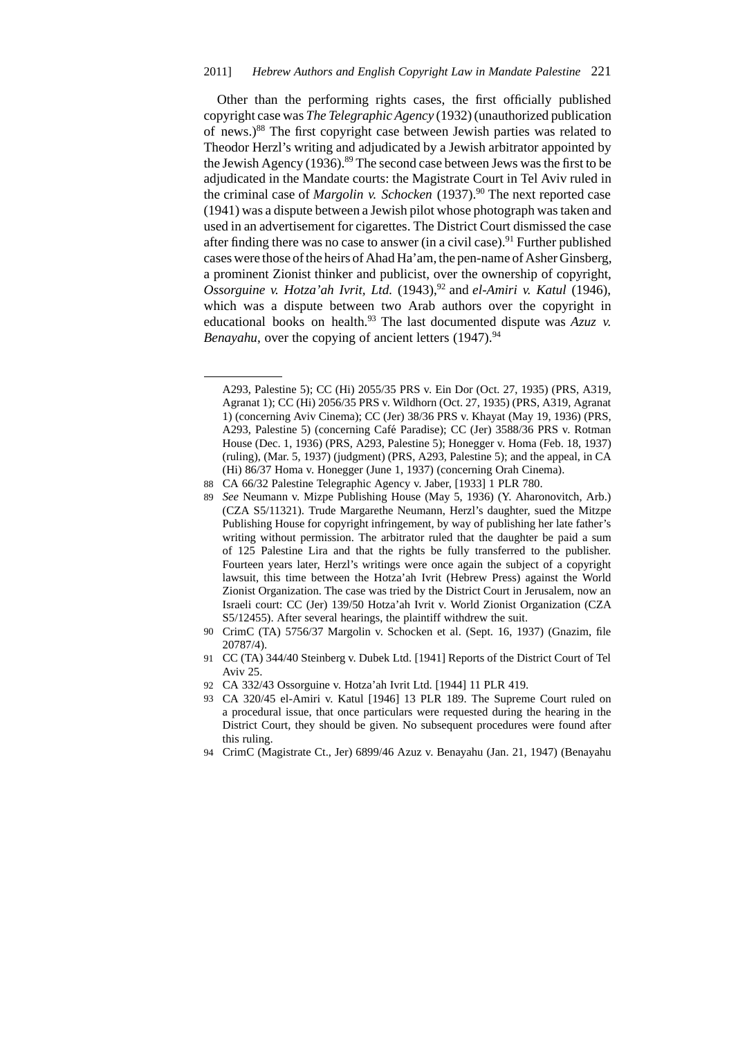Other than the performing rights cases, the first officially published copyright case was *The Telegraphic Agency* (1932) (unauthorized publication of news.)[88] The first copyright case between Jewish parties was related to Theodor Herzl's writing and adjudicated by a Jewish arbitrator appointed by the Jewish Agency (1936).[89] The second case between Jews was the first to be adjudicated in the Mandate courts: the Magistrate Court in Tel Aviv ruled in the criminal case of *Margolin v. Schocken* (1937).[90] The next reported case (1941) was a dispute between a Jewish pilot whose photograph was taken and used in an advertisement for cigarettes. The District Court dismissed the case after finding there was no case to answer (in a civil case).[91] Further published cases were those of the heirs of Ahad Ha'am, the pen-name of Asher Ginsberg, a prominent Zionist thinker and publicist, over the ownership of copyright, *Ossorguine v. Hotza'ah Ivrit, Ltd.* (1943),[92] and *el-Amiri v. Katul* (1946), which was a dispute between two Arab authors over the copyright in educational books on health.[93] The last documented dispute was *Azuz v. Benayahu*, over the copying of ancient letters (1947).[94]

---

A293, Palestine 5); CC (Hi) 2055/35 PRS v. Ein Dor (Oct. 27, 1935) (PRS, A319, Agranat 1); CC (Hi) 2056/35 PRS v. Wildhorn (Oct. 27, 1935) (PRS, A319, Agranat 1) (concerning Aviv Cinema); CC (Jer) 38/36 PRS v. Khayat (May 19, 1936) (PRS, A293, Palestine 5) (concerning Café Paradise); CC (Jer) 3588/36 PRS v. Rotman House (Dec. 1, 1936) (PRS, A293, Palestine 5); Honegger v. Homa (Feb. 18, 1937) (ruling), (Mar. 5, 1937) (judgment) (PRS, A293, Palestine 5); and the appeal, in CA (Hi) 86/37 Homa v. Honegger (June 1, 1937) (concerning Orah Cinema).

88 CA 66/32 Palestine Telegraphic Agency v. Jaber, [1933] 1 PLR 780.

89 *See* Neumann v. Mizpe Publishing House (May 5, 1936) (Y. Aharonovitch, Arb.) (CZA S5/11321). Trude Margarethe Neumann, Herzl's daughter, sued the Mitzpe Publishing House for copyright infringement, by way of publishing her late father's writing without permission. The arbitrator ruled that the daughter be paid a sum of 125 Palestine Lira and that the rights be fully transferred to the publisher. Fourteen years later, Herzl's writings were once again the subject of a copyright lawsuit, this time between the Hotza'ah Ivrit (Hebrew Press) against the World Zionist Organization. The case was tried by the District Court in Jerusalem, now an Israeli court: CC (Jer) 139/50 Hotza'ah Ivrit v. World Zionist Organization (CZA S5/12455). After several hearings, the plaintiff withdrew the suit.

90 CrimC (TA) 5756/37 Margolin v. Schocken et al. (Sept. 16, 1937) (Gnazim, file 20787/4).

91 CC (TA) 344/40 Steinberg v. Dubek Ltd. [1941] Reports of the District Court of Tel Aviv 25.

92 CA 332/43 Ossorguine v. Hotza'ah Ivrit Ltd. [1944] 11 PLR 419.

93 CA 320/45 el-Amiri v. Katul [1946] 13 PLR 189. The Supreme Court ruled on a procedural issue, that once particulars were requested during the hearing in the District Court, they should be given. No subsequent procedures were found after this ruling.

94 CrimC (Magistrate Ct., Jer) 6899/46 Azuz v. Benayahu (Jan. 21, 1947) (Benayahu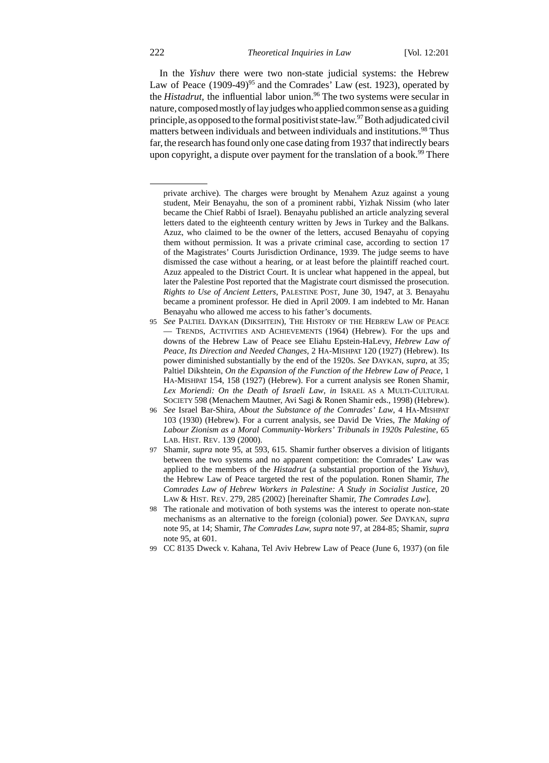In the *Yishuv* there were two non-state judicial systems: the Hebrew Law of Peace (1909-49)[95] and the Comrades' Law (est. 1923), operated by the *Histadrut*, the influential labor union.[96] The two systems were secular in nature, composed mostly of lay judges who applied common sense as a guiding principle, as opposed to the formal positivist state-law.[97] Both adjudicated civil matters between individuals and between individuals and institutions.[98] Thus far, the research has found only one case dating from 1937 that indirectly bears upon copyright, a dispute over payment for the translation of a book.[99] There

---

private archive). The charges were brought by Menahem Azuz against a young student, Meir Benayahu, the son of a prominent rabbi, Yizhak Nissim (who later became the Chief Rabbi of Israel). Benayahu published an article analyzing several letters dated to the eighteenth century written by Jews in Turkey and the Balkans. Azuz, who claimed to be the owner of the letters, accused Benayahu of copying them without permission. It was a private criminal case, according to section 17 of the Magistrates' Courts Jurisdiction Ordinance, 1939. The judge seems to have dismissed the case without a hearing, or at least before the plaintiff reached court. Azuz appealed to the District Court. It is unclear what happened in the appeal, but later the Palestine Post reported that the Magistrate court dismissed the prosecution. *Rights to Use of Ancient Letters*, PALESTINE POST, June 30, 1947, at 3. Benayahu became a prominent professor. He died in April 2009. I am indebted to Mr. Hanan Benayahu who allowed me access to his father's documents.

95 *See* PALTIEL DAYKAN (DIKSHTEIN), THE HISTORY OF THE HEBREW LAW OF PEACE — TRENDS, ACTIVITIES AND ACHIEVEMENTS (1964) (Hebrew). For the ups and downs of the Hebrew Law of Peace see Eliahu Epstein-HaLevy, *Hebrew Law of Peace, Its Direction and Needed Changes*, 2 HA-MISHPAT 120 (1927) (Hebrew). Its power diminished substantially by the end of the 1920s. *See* DAYKAN, *supra*, at 35; Paltiel Dikshtein, *On the Expansion of the Function of the Hebrew Law of Peace*, 1 HA-MISHPAT 154, 158 (1927) (Hebrew). For a current analysis see Ronen Shamir, *Lex Moriendi: On the Death of Israeli Law*, *in* ISRAEL AS A MULTI-CULTURAL SOCIETY 598 (Menachem Mautner, Avi Sagi & Ronen Shamir eds., 1998) (Hebrew).

96 *See* Israel Bar-Shira, *About the Substance of the Comrades' Law*, 4 HA-MISHPAT 103 (1930) (Hebrew). For a current analysis, see David De Vries, *The Making of Labour Zionism as a Moral Community-Workers' Tribunals in 1920s Palestine*, 65 LAB. HIST. REV. 139 (2000).

97 Shamir, *supra* note 95, at 593, 615. Shamir further observes a division of litigants between the two systems and no apparent competition: the Comrades' Law was applied to the members of the *Histadrut* (a substantial proportion of the *Yishuv*), the Hebrew Law of Peace targeted the rest of the population. Ronen Shamir, *The Comrades Law of Hebrew Workers in Palestine: A Study in Socialist Justice*, 20 LAW & HIST. REV. 279, 285 (2002) [hereinafter Shamir, *The Comrades Law*].

98 The rationale and motivation of both systems was the interest to operate non-state mechanisms as an alternative to the foreign (colonial) power. *See* DAYKAN, *supra* note 95, at 14; Shamir, *The Comrades Law*, *supra* note 97, at 284-85; Shamir, *supra* note 95, at 601.

99 CC 8135 Dweck v. Kahana, Tel Aviv Hebrew Law of Peace (June 6, 1937) (on file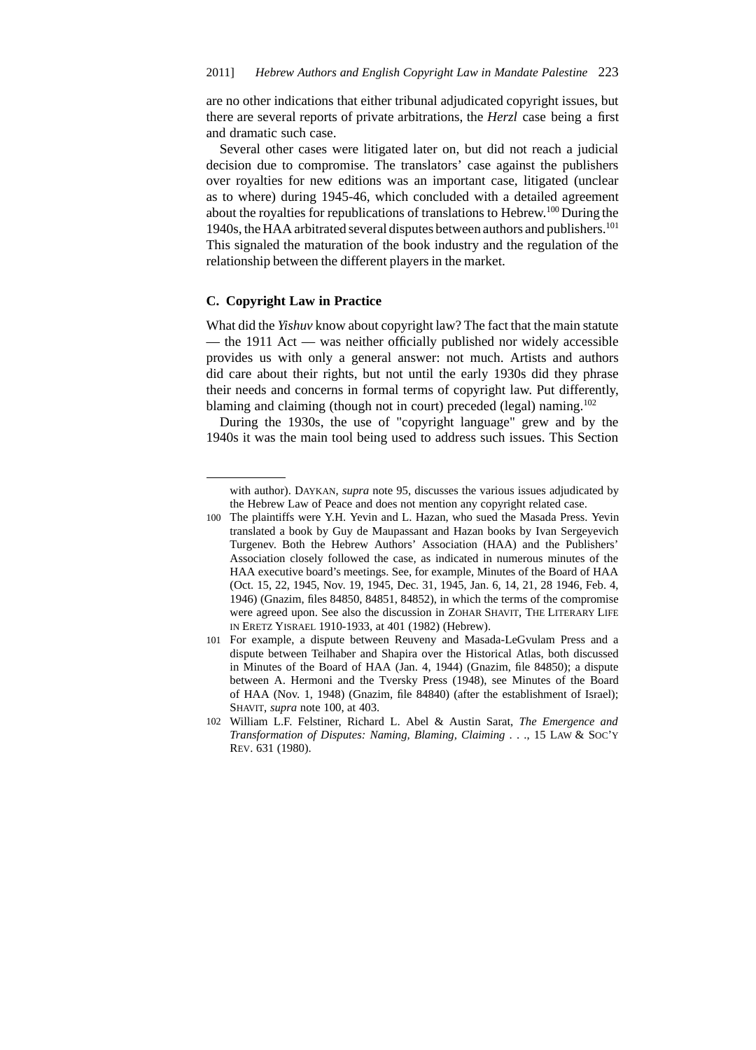are no other indications that either tribunal adjudicated copyright issues, but there are several reports of private arbitrations, the *Herzl* case being a first and dramatic such case.

Several other cases were litigated later on, but did not reach a judicial decision due to compromise. The translators' case against the publishers over royalties for new editions was an important case, litigated (unclear as to where) during 1945-46, which concluded with a detailed agreement about the royalties for republications of translations to Hebrew.[100] During the 1940s, the HAA arbitrated several disputes between authors and publishers.[101] This signaled the maturation of the book industry and the regulation of the relationship between the different players in the market.

### C. Copyright Law in Practice

What did the *Yishuv* know about copyright law? The fact that the main statute — the 1911 Act — was neither officially published nor widely accessible provides us with only a general answer: not much. Artists and authors did care about their rights, but not until the early 1930s did they phrase their needs and concerns in formal terms of copyright law. Put differently, blaming and claiming (though not in court) preceded (legal) naming.[102]

During the 1930s, the use of "copyright language" grew and by the 1940s it was the main tool being used to address such issues. This Section

---

with author). DAYKAN, *supra* note 95, discusses the various issues adjudicated by the Hebrew Law of Peace and does not mention any copyright related case.

100 The plaintiffs were Y.H. Yevin and L. Hazan, who sued the Masada Press. Yevin translated a book by Guy de Maupassant and Hazan books by Ivan Sergeyevich Turgenev. Both the Hebrew Authors' Association (HAA) and the Publishers' Association closely followed the case, as indicated in numerous minutes of the HAA executive board's meetings. See, for example, Minutes of the Board of HAA (Oct. 15, 22, 1945, Nov. 19, 1945, Dec. 31, 1945, Jan. 6, 14, 21, 28 1946, Feb. 4, 1946) (Gnazim, files 84850, 84851, 84852), in which the terms of the compromise were agreed upon. See also the discussion in ZOHAR SHAVIT, THE LITERARY LIFE IN ERETZ YISRAEL 1910-1933, at 401 (1982) (Hebrew).

101 For example, a dispute between Reuveny and Masada-LeGvulam Press and a dispute between Teilhaber and Shapira over the Historical Atlas, both discussed in Minutes of the Board of HAA (Jan. 4, 1944) (Gnazim, file 84850); a dispute between A. Hermoni and the Tversky Press (1948), see Minutes of the Board of HAA (Nov. 1, 1948) (Gnazim, file 84840) (after the establishment of Israel); SHAVIT, *supra* note 100, at 403.

102 William L.F. Felstiner, Richard L. Abel & Austin Sarat, *The Emergence and Transformation of Disputes: Naming, Blaming, Claiming . . .*, 15 LAW & SOC'Y REV. 631 (1980).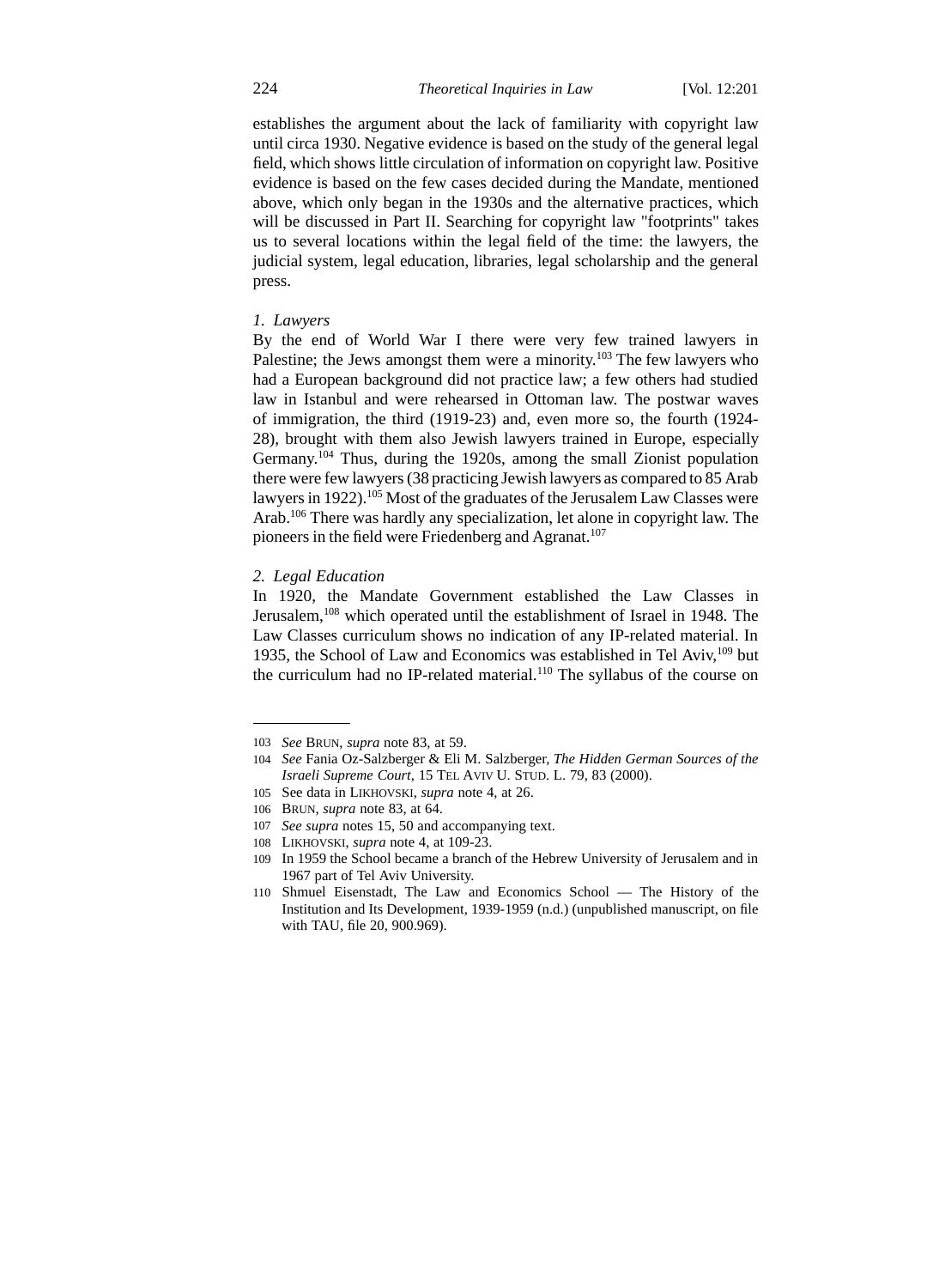establishes the argument about the lack of familiarity with copyright law until circa 1930. Negative evidence is based on the study of the general legal field, which shows little circulation of information on copyright law. Positive evidence is based on the few cases decided during the Mandate, mentioned above, which only began in the 1930s and the alternative practices, which will be discussed in Part II. Searching for copyright law "footprints" takes us to several locations within the legal field of the time: the lawyers, the judicial system, legal education, libraries, legal scholarship and the general press.

### *1. Lawyers*

By the end of World War I there were very few trained lawyers in Palestine; the Jews amongst them were a minority.[103] The few lawyers who had a European background did not practice law; a few others had studied law in Istanbul and were rehearsed in Ottoman law. The postwar waves of immigration, the third (1919-23) and, even more so, the fourth (1924-28), brought with them also Jewish lawyers trained in Europe, especially Germany.[104] Thus, during the 1920s, among the small Zionist population there were few lawyers (38 practicing Jewish lawyers as compared to 85 Arab lawyers in 1922).[105] Most of the graduates of the Jerusalem Law Classes were Arab.[106] There was hardly any specialization, let alone in copyright law. The pioneers in the field were Friedenberg and Agranat.[107]

### *2. Legal Education*

In 1920, the Mandate Government established the Law Classes in Jerusalem,[108] which operated until the establishment of Israel in 1948. The Law Classes curriculum shows no indication of any IP-related material. In 1935, the School of Law and Economics was established in Tel Aviv,[109] but the curriculum had no IP-related material.[110] The syllabus of the course on

---

103 *See* BRUN, *supra* note 83, at 59.

104 *See* Fania Oz-Salzberger & Eli M. Salzberger, *The Hidden German Sources of the Israeli Supreme Court*, 15 TEL AVIV U. STUD. L. 79, 83 (2000).

105 See data in LIKHOVSKI, *supra* note 4, at 26.

106 BRUN, *supra* note 83, at 64.

107 *See supra* notes 15, 50 and accompanying text.

108 LIKHOVSKI, *supra* note 4, at 109-23.

109 In 1959 the School became a branch of the Hebrew University of Jerusalem and in 1967 part of Tel Aviv University.

110 Shmuel Eisenstadt, The Law and Economics School — The History of the Institution and Its Development, 1939-1959 (n.d.) (unpublished manuscript, on file with TAU, file 20, 900.969).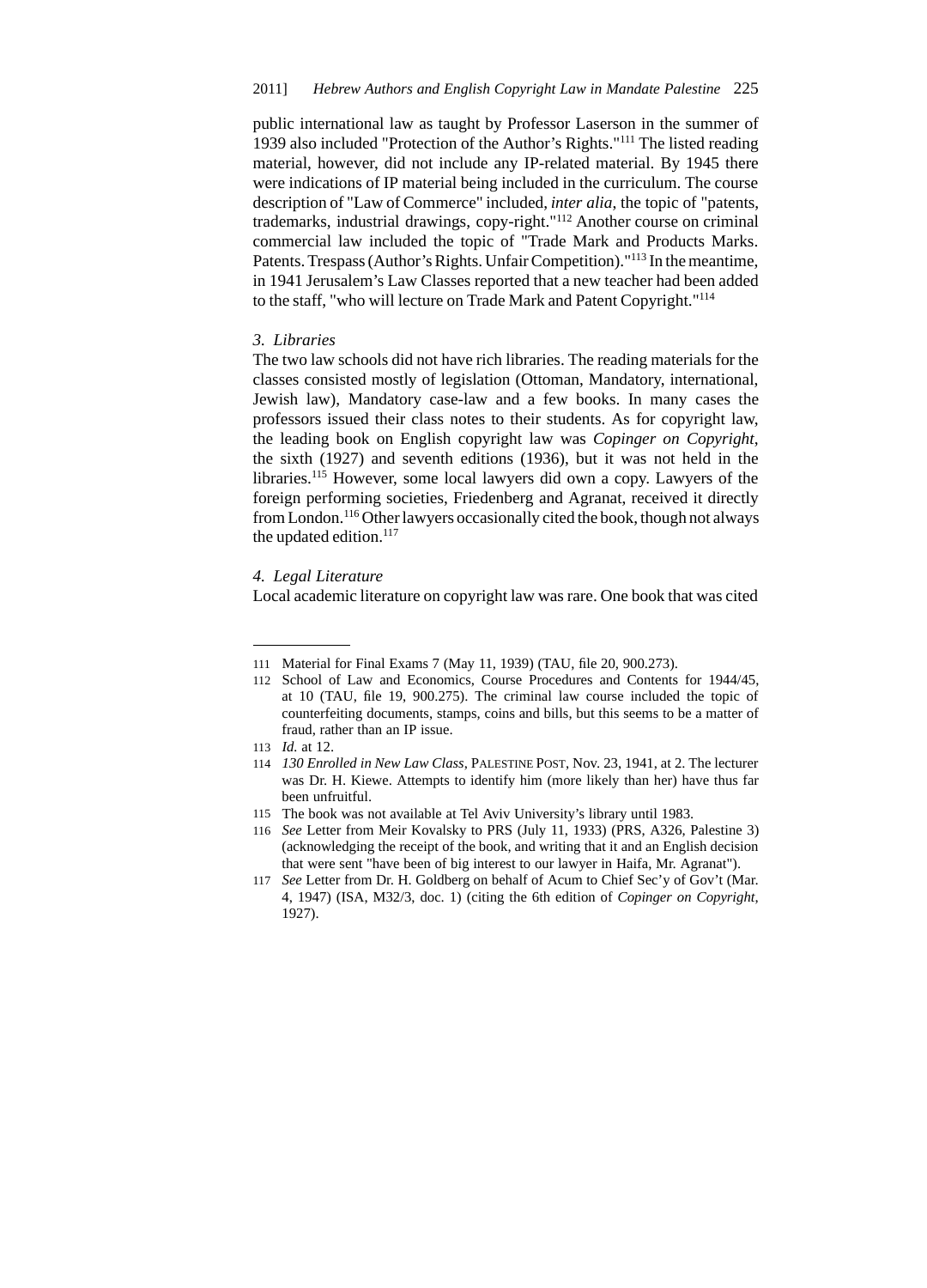public international law as taught by Professor Laserson in the summer of 1939 also included "Protection of the Author's Rights."[111] The listed reading material, however, did not include any IP-related material. By 1945 there were indications of IP material being included in the curriculum. The course description of "Law of Commerce" included, *inter alia*, the topic of "patents, trademarks, industrial drawings, copy-right."[112] Another course on criminal commercial law included the topic of "Trade Mark and Products Marks. Patents. Trespass (Author's Rights. Unfair Competition)."[113] In the meantime, in 1941 Jerusalem's Law Classes reported that a new teacher had been added to the staff, "who will lecture on Trade Mark and Patent Copyright."[114]

### *3. Libraries*

The two law schools did not have rich libraries. The reading materials for the classes consisted mostly of legislation (Ottoman, Mandatory, international, Jewish law), Mandatory case-law and a few books. In many cases the professors issued their class notes to their students. As for copyright law, the leading book on English copyright law was *Copinger on Copyright*, the sixth (1927) and seventh editions (1936), but it was not held in the libraries.[115] However, some local lawyers did own a copy. Lawyers of the foreign performing societies, Friedenberg and Agranat, received it directly from London.[116] Other lawyers occasionally cited the book, though not always the updated edition.[117]

### *4. Legal Literature*

Local academic literature on copyright law was rare. One book that was cited

---

111 Material for Final Exams 7 (May 11, 1939) (TAU, file 20, 900.273).

112 School of Law and Economics, Course Procedures and Contents for 1944/45, at 10 (TAU, file 19, 900.275). The criminal law course included the topic of counterfeiting documents, stamps, coins and bills, but this seems to be a matter of fraud, rather than an IP issue.

113 *Id.* at 12.

114 *130 Enrolled in New Law Class*, PALESTINE POST, Nov. 23, 1941, at 2. The lecturer was Dr. H. Kiewe. Attempts to identify him (more likely than her) have thus far been unfruitful.

115 The book was not available at Tel Aviv University's library until 1983.

116 *See* Letter from Meir Kovalsky to PRS (July 11, 1933) (PRS, A326, Palestine 3) (acknowledging the receipt of the book, and writing that it and an English decision that were sent "have been of big interest to our lawyer in Haifa, Mr. Agranat").

117 *See* Letter from Dr. H. Goldberg on behalf of Acum to Chief Sec'y of Gov't (Mar. 4, 1947) (ISA, M32/3, doc. 1) (citing the 6th edition of *Copinger on Copyright*, 1927).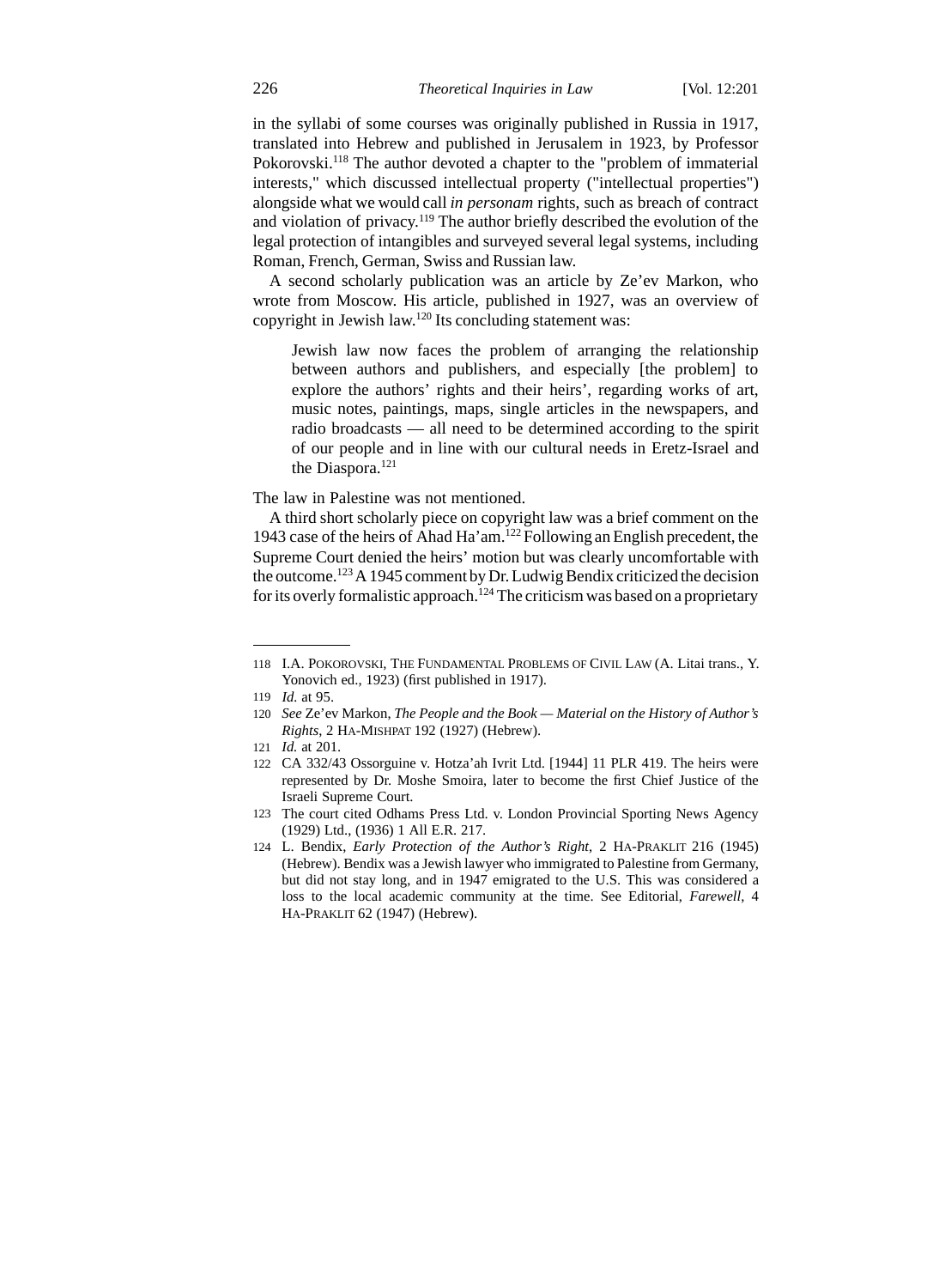in the syllabi of some courses was originally published in Russia in 1917, translated into Hebrew and published in Jerusalem in 1923, by Professor Pokorovski.[118] The author devoted a chapter to the "problem of immaterial interests," which discussed intellectual property ("intellectual properties") alongside what we would call *in personam* rights, such as breach of contract and violation of privacy.[119] The author briefly described the evolution of the legal protection of intangibles and surveyed several legal systems, including Roman, French, German, Swiss and Russian law.

A second scholarly publication was an article by Ze'ev Markon, who wrote from Moscow. His article, published in 1927, was an overview of copyright in Jewish law.[120] Its concluding statement was:

> Jewish law now faces the problem of arranging the relationship between authors and publishers, and especially [the problem] to explore the authors' rights and their heirs', regarding works of art, music notes, paintings, maps, single articles in the newspapers, and radio broadcasts — all need to be determined according to the spirit of our people and in line with our cultural needs in Eretz-Israel and the Diaspora.[121]

The law in Palestine was not mentioned.

A third short scholarly piece on copyright law was a brief comment on the 1943 case of the heirs of Ahad Ha'am.[122] Following an English precedent, the Supreme Court denied the heirs' motion but was clearly uncomfortable with the outcome.[123] A 1945 comment by Dr. Ludwig Bendix criticized the decision for its overly formalistic approach.[124] The criticism was based on a proprietary

---

118 I.A. Pokorovski, The Fundamental Problems of Civil Law (A. Litai trans., Y. Yonovich ed., 1923) (first published in 1917).

119 *Id.* at 95.

120 *See* Ze'ev Markon, *The People and the Book — Material on the History of Author's Rights*, 2 Ha-Mishpat 192 (1927) (Hebrew).

121 *Id.* at 201.

122 CA 332/43 Ossorguine v. Hotza'ah Ivrit Ltd. [1944] 11 PLR 419. The heirs were represented by Dr. Moshe Smoira, later to become the first Chief Justice of the Israeli Supreme Court.

123 The court cited Odhams Press Ltd. v. London Provincial Sporting News Agency (1929) Ltd., (1936) 1 All E.R. 217.

124 L. Bendix, *Early Protection of the Author's Right*, 2 Ha-Praklit 216 (1945) (Hebrew). Bendix was a Jewish lawyer who immigrated to Palestine from Germany, but did not stay long, and in 1947 emigrated to the U.S. This was considered a loss to the local academic community at the time. See Editorial, *Farewell*, 4 Ha-Praklit 62 (1947) (Hebrew).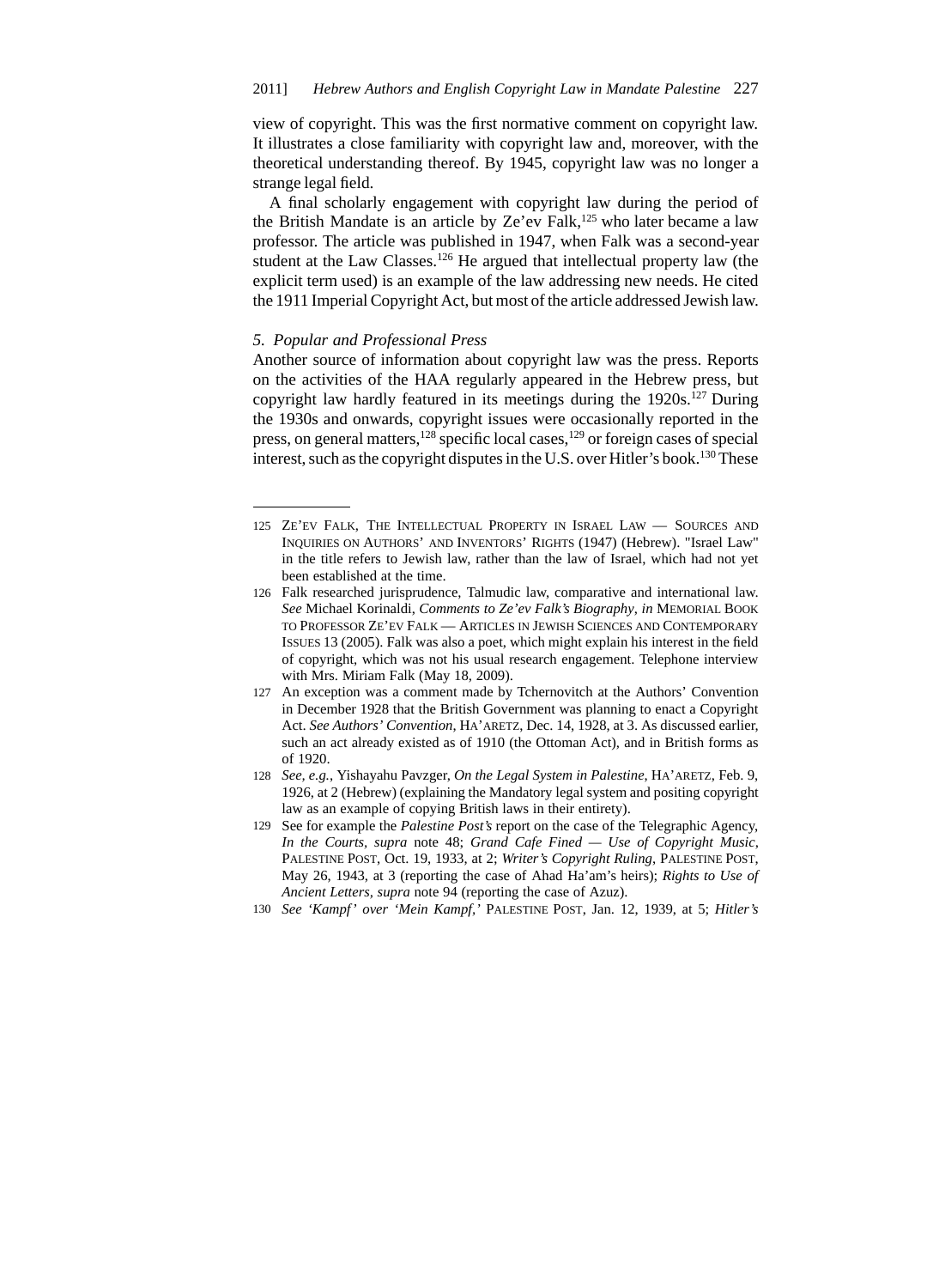view of copyright. This was the first normative comment on copyright law. It illustrates a close familiarity with copyright law and, moreover, with the theoretical understanding thereof. By 1945, copyright law was no longer a strange legal field.

A final scholarly engagement with copyright law during the period of the British Mandate is an article by Ze'ev Falk,[125] who later became a law professor. The article was published in 1947, when Falk was a second-year student at the Law Classes.[126] He argued that intellectual property law (the explicit term used) is an example of the law addressing new needs. He cited the 1911 Imperial Copyright Act, but most of the article addressed Jewish law.

### *5. Popular and Professional Press*

Another source of information about copyright law was the press. Reports on the activities of the HAA regularly appeared in the Hebrew press, but copyright law hardly featured in its meetings during the 1920s.[127] During the 1930s and onwards, copyright issues were occasionally reported in the press, on general matters,[128] specific local cases,[129] or foreign cases of special interest, such as the copyright disputes in the U.S. over Hitler's book.[130] These

---

125 Ze'ev Falk, The Intellectual Property in Israel Law — Sources and Inquiries on Authors' and Inventors' Rights (1947) (Hebrew). "Israel Law" in the title refers to Jewish law, rather than the law of Israel, which had not yet been established at the time.

126 Falk researched jurisprudence, Talmudic law, comparative and international law. *See* Michael Korinaldi, *Comments to Ze'ev Falk's Biography*, *in* Memorial Book to Professor Ze'ev Falk — Articles in Jewish Sciences and Contemporary Issues 13 (2005). Falk was also a poet, which might explain his interest in the field of copyright, which was not his usual research engagement. Telephone interview with Mrs. Miriam Falk (May 18, 2009).

127 An exception was a comment made by Tchernovitch at the Authors' Convention in December 1928 that the British Government was planning to enact a Copyright Act. *See Authors' Convention*, Ha'aretz, Dec. 14, 1928, at 3. As discussed earlier, such an act already existed as of 1910 (the Ottoman Act), and in British forms as of 1920.

128 *See, e.g.*, Yishayahu Pavzger, *On the Legal System in Palestine*, Ha'aretz, Feb. 9, 1926, at 2 (Hebrew) (explaining the Mandatory legal system and positing copyright law as an example of copying British laws in their entirety).

129 See for example the *Palestine Post's* report on the case of the Telegraphic Agency, *In the Courts*, *supra* note 48; *Grand Cafe Fined — Use of Copyright Music*, Palestine Post, Oct. 19, 1933, at 2; *Writer's Copyright Ruling*, Palestine Post, May 26, 1943, at 3 (reporting the case of Ahad Ha'am's heirs); *Rights to Use of Ancient Letters*, *supra* note 94 (reporting the case of Azuz).

130 *See 'Kampf' over 'Mein Kampf*,' Palestine Post, Jan. 12, 1939, at 5; *Hitler's*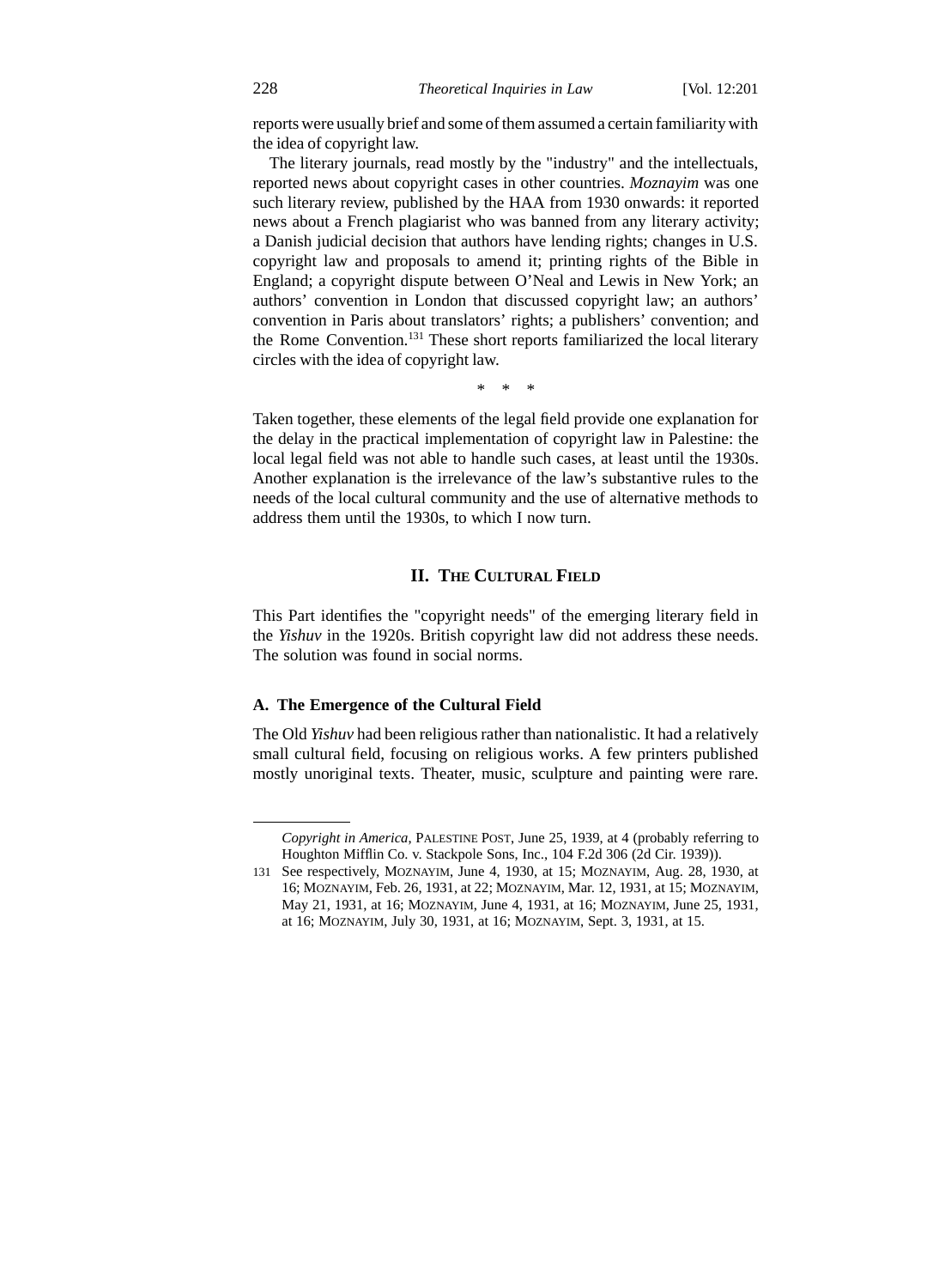reports were usually brief and some of them assumed a certain familiarity with the idea of copyright law.

The literary journals, read mostly by the "industry" and the intellectuals, reported news about copyright cases in other countries. *Moznayim* was one such literary review, published by the HAA from 1930 onwards: it reported news about a French plagiarist who was banned from any literary activity; a Danish judicial decision that authors have lending rights; changes in U.S. copyright law and proposals to amend it; printing rights of the Bible in England; a copyright dispute between O'Neal and Lewis in New York; an authors' convention in London that discussed copyright law; an authors' convention in Paris about translators' rights; a publishers' convention; and the Rome Convention.[131] These short reports familiarized the local literary circles with the idea of copyright law.

\* \* \*

Taken together, these elements of the legal field provide one explanation for the delay in the practical implementation of copyright law in Palestine: the local legal field was not able to handle such cases, at least until the 1930s. Another explanation is the irrelevance of the law's substantive rules to the needs of the local cultural community and the use of alternative methods to address them until the 1930s, to which I now turn.

## II. The Cultural Field

This Part identifies the "copyright needs" of the emerging literary field in the *Yishuv* in the 1920s. British copyright law did not address these needs. The solution was found in social norms.

### A. The Emergence of the Cultural Field

The Old *Yishuv* had been religious rather than nationalistic. It had a relatively small cultural field, focusing on religious works. A few printers published mostly unoriginal texts. Theater, music, sculpture and painting were rare.

---

*Copyright in America*, Palestine Post, June 25, 1939, at 4 (probably referring to Houghton Mifflin Co. v. Stackpole Sons, Inc., 104 F.2d 306 (2d Cir. 1939)).

131 See respectively, Moznayim, June 4, 1930, at 15; Moznayim, Aug. 28, 1930, at 16; Moznayim, Feb. 26, 1931, at 22; Moznayim, Mar. 12, 1931, at 15; Moznayim, May 21, 1931, at 16; Moznayim, June 4, 1931, at 16; Moznayim, June 25, 1931, at 16; Moznayim, July 30, 1931, at 16; Moznayim, Sept. 3, 1931, at 15.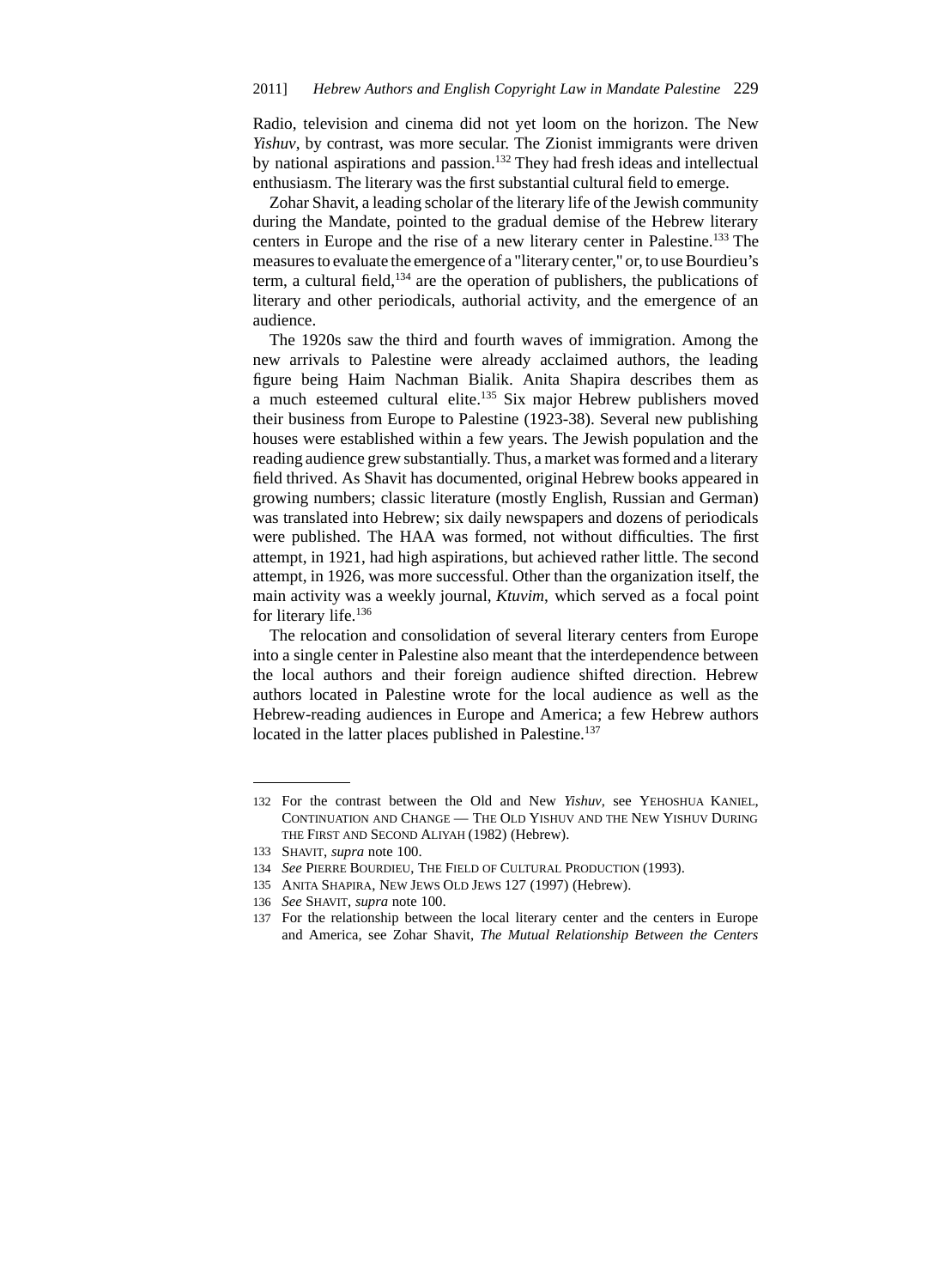Radio, television and cinema did not yet loom on the horizon. The New *Yishuv*, by contrast, was more secular. The Zionist immigrants were driven by national aspirations and passion.[132] They had fresh ideas and intellectual enthusiasm. The literary was the first substantial cultural field to emerge.

Zohar Shavit, a leading scholar of the literary life of the Jewish community during the Mandate, pointed to the gradual demise of the Hebrew literary centers in Europe and the rise of a new literary center in Palestine.[133] The measures to evaluate the emergence of a "literary center," or, to use Bourdieu's term, a cultural field,[134] are the operation of publishers, the publications of literary and other periodicals, authorial activity, and the emergence of an audience.

The 1920s saw the third and fourth waves of immigration. Among the new arrivals to Palestine were already acclaimed authors, the leading figure being Haim Nachman Bialik. Anita Shapira describes them as a much esteemed cultural elite.[135] Six major Hebrew publishers moved their business from Europe to Palestine (1923-38). Several new publishing houses were established within a few years. The Jewish population and the reading audience grew substantially. Thus, a market was formed and a literary field thrived. As Shavit has documented, original Hebrew books appeared in growing numbers; classic literature (mostly English, Russian and German) was translated into Hebrew; six daily newspapers and dozens of periodicals were published. The HAA was formed, not without difficulties. The first attempt, in 1921, had high aspirations, but achieved rather little. The second attempt, in 1926, was more successful. Other than the organization itself, the main activity was a weekly journal, *Ktuvim*, which served as a focal point for literary life.[136]

The relocation and consolidation of several literary centers from Europe into a single center in Palestine also meant that the interdependence between the local authors and their foreign audience shifted direction. Hebrew authors located in Palestine wrote for the local audience as well as the Hebrew-reading audiences in Europe and America; a few Hebrew authors located in the latter places published in Palestine.[137]

---

132 For the contrast between the Old and New *Yishuv*, see YEHOSHUA KANIEL, CONTINUATION AND CHANGE — THE OLD YISHUV AND THE NEW YISHUV DURING THE FIRST AND SECOND ALIYAH (1982) (Hebrew).

133 SHAVIT, *supra* note 100.

134 *See* PIERRE BOURDIEU, THE FIELD OF CULTURAL PRODUCTION (1993).

135 ANITA SHAPIRA, NEW JEWS OLD JEWS 127 (1997) (Hebrew).

136 *See* SHAVIT, *supra* note 100.

137 For the relationship between the local literary center and the centers in Europe and America, see Zohar Shavit, *The Mutual Relationship Between the Centers*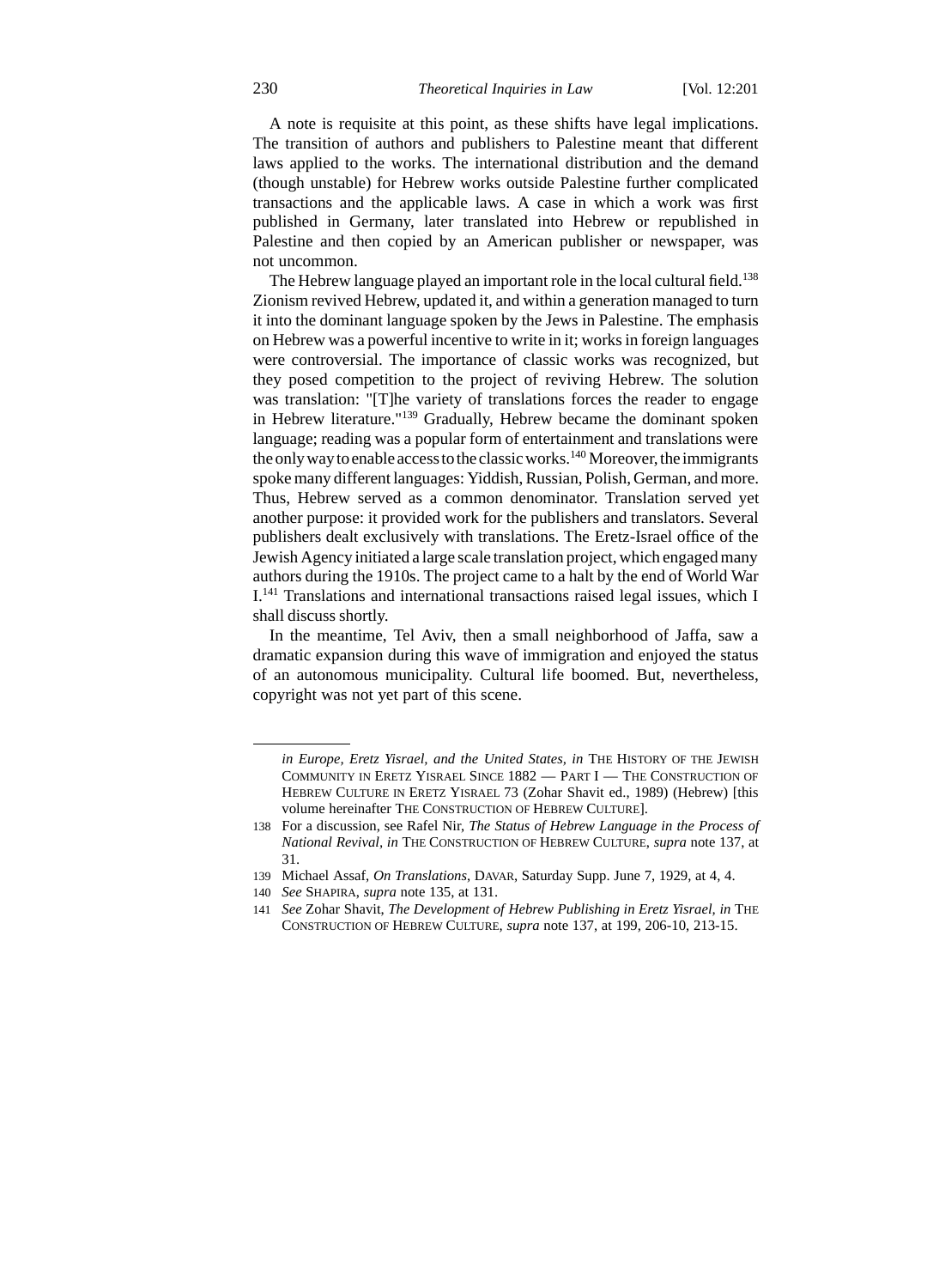A note is requisite at this point, as these shifts have legal implications. The transition of authors and publishers to Palestine meant that different laws applied to the works. The international distribution and the demand (though unstable) for Hebrew works outside Palestine further complicated transactions and the applicable laws. A case in which a work was first published in Germany, later translated into Hebrew or republished in Palestine and then copied by an American publisher or newspaper, was not uncommon.

The Hebrew language played an important role in the local cultural field.[138] Zionism revived Hebrew, updated it, and within a generation managed to turn it into the dominant language spoken by the Jews in Palestine. The emphasis on Hebrew was a powerful incentive to write in it; works in foreign languages were controversial. The importance of classic works was recognized, but they posed competition to the project of reviving Hebrew. The solution was translation: "[T]he variety of translations forces the reader to engage in Hebrew literature."[139] Gradually, Hebrew became the dominant spoken language; reading was a popular form of entertainment and translations were the only way to enable access to the classic works.[140] Moreover, the immigrants spoke many different languages: Yiddish, Russian, Polish, German, and more. Thus, Hebrew served as a common denominator. Translation served yet another purpose: it provided work for the publishers and translators. Several publishers dealt exclusively with translations. The Eretz-Israel office of the Jewish Agency initiated a large scale translation project, which engaged many authors during the 1910s. The project came to a halt by the end of World War I.[141] Translations and international transactions raised legal issues, which I shall discuss shortly.

In the meantime, Tel Aviv, then a small neighborhood of Jaffa, saw a dramatic expansion during this wave of immigration and enjoyed the status of an autonomous municipality. Cultural life boomed. But, nevertheless, copyright was not yet part of this scene.

---

*in Europe, Eretz Yisrael, and the United States*, *in* THE HISTORY OF THE JEWISH COMMUNITY IN ERETZ YISRAEL SINCE 1882 — PART I — THE CONSTRUCTION OF HEBREW CULTURE IN ERETZ YISRAEL 73 (Zohar Shavit ed., 1989) (Hebrew) [this volume hereinafter THE CONSTRUCTION OF HEBREW CULTURE].

138 For a discussion, see Rafel Nir, *The Status of Hebrew Language in the Process of National Revival*, *in* THE CONSTRUCTION OF HEBREW CULTURE, *supra* note 137, at 31.

139 Michael Assaf, *On Translations*, DAVAR, Saturday Supp. June 7, 1929, at 4, 4.

140 *See* SHAPIRA, *supra* note 135, at 131.

141 *See* Zohar Shavit, *The Development of Hebrew Publishing in Eretz Yisrael*, *in* THE CONSTRUCTION OF HEBREW CULTURE, *supra* note 137, at 199, 206-10, 213-15.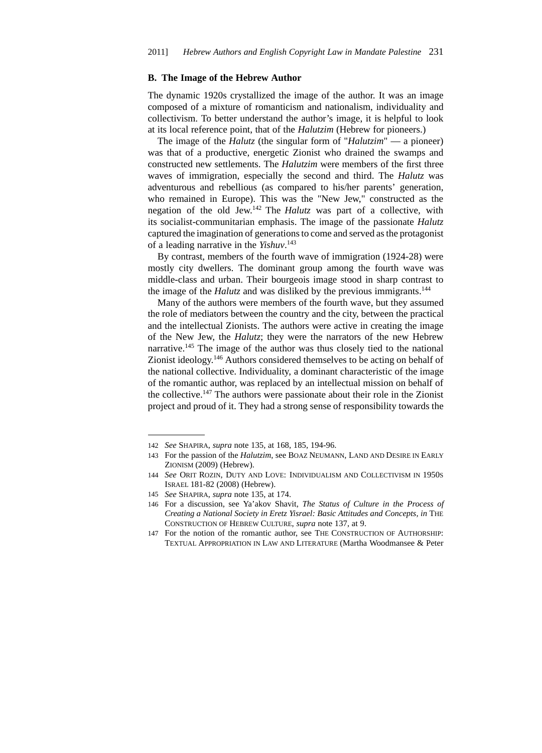### B. The Image of the Hebrew Author

The dynamic 1920s crystallized the image of the author. It was an image composed of a mixture of romanticism and nationalism, individuality and collectivism. To better understand the author's image, it is helpful to look at its local reference point, that of the *Halutzim* (Hebrew for pioneers.)

The image of the *Halutz* (the singular form of "*Halutzim*" — a pioneer) was that of a productive, energetic Zionist who drained the swamps and constructed new settlements. The *Halutzim* were members of the first three waves of immigration, especially the second and third. The *Halutz* was adventurous and rebellious (as compared to his/her parents' generation, who remained in Europe). This was the "New Jew," constructed as the negation of the old Jew.[142] The *Halutz* was part of a collective, with its socialist-communitarian emphasis. The image of the passionate *Halutz* captured the imagination of generations to come and served as the protagonist of a leading narrative in the *Yishuv*.[143]

By contrast, members of the fourth wave of immigration (1924-28) were mostly city dwellers. The dominant group among the fourth wave was middle-class and urban. Their bourgeois image stood in sharp contrast to the image of the *Halutz* and was disliked by the previous immigrants.[144]

Many of the authors were members of the fourth wave, but they assumed the role of mediators between the country and the city, between the practical and the intellectual Zionists. The authors were active in creating the image of the New Jew, the *Halutz*; they were the narrators of the new Hebrew narrative.[145] The image of the author was thus closely tied to the national Zionist ideology.[146] Authors considered themselves to be acting on behalf of the national collective. Individuality, a dominant characteristic of the image of the romantic author, was replaced by an intellectual mission on behalf of the collective.[147] The authors were passionate about their role in the Zionist project and proud of it. They had a strong sense of responsibility towards the

---

142 *See* Shapira, *supra* note 135, at 168, 185, 194-96.

143 For the passion of the *Halutzim*, see Boaz Neumann, Land and Desire in Early Zionism (2009) (Hebrew).

144 *See* Orit Rozin, Duty and Love: Individualism and Collectivism in 1950s Israel 181-82 (2008) (Hebrew).

145 *See* Shapira, *supra* note 135, at 174.

146 For a discussion, see Ya'akov Shavit, *The Status of Culture in the Process of Creating a National Society in Eretz Yisrael: Basic Attitudes and Concepts*, *in* The Construction of Hebrew Culture, *supra* note 137, at 9.

147 For the notion of the romantic author, see The Construction of Authorship: Textual Appropriation in Law and Literature (Martha Woodmansee & Peter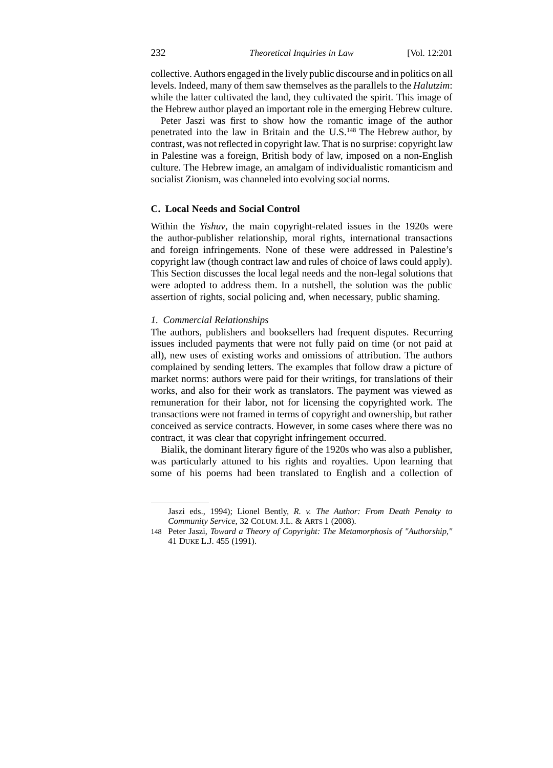collective. Authors engaged in the lively public discourse and in politics on all levels. Indeed, many of them saw themselves as the parallels to the *Halutzim*: while the latter cultivated the land, they cultivated the spirit. This image of the Hebrew author played an important role in the emerging Hebrew culture.

Peter Jaszi was first to show how the romantic image of the author penetrated into the law in Britain and the U.S.[148] The Hebrew author, by contrast, was not reflected in copyright law. That is no surprise: copyright law in Palestine was a foreign, British body of law, imposed on a non-English culture. The Hebrew image, an amalgam of individualistic romanticism and socialist Zionism, was channeled into evolving social norms.

### C. Local Needs and Social Control

Within the *Yishuv*, the main copyright-related issues in the 1920s were the author-publisher relationship, moral rights, international transactions and foreign infringements. None of these were addressed in Palestine's copyright law (though contract law and rules of choice of laws could apply). This Section discusses the local legal needs and the non-legal solutions that were adopted to address them. In a nutshell, the solution was the public assertion of rights, social policing and, when necessary, public shaming.

#### *1. Commercial Relationships*

The authors, publishers and booksellers had frequent disputes. Recurring issues included payments that were not fully paid on time (or not paid at all), new uses of existing works and omissions of attribution. The authors complained by sending letters. The examples that follow draw a picture of market norms: authors were paid for their writings, for translations of their works, and also for their work as translators. The payment was viewed as remuneration for their labor, not for licensing the copyrighted work. The transactions were not framed in terms of copyright and ownership, but rather conceived as service contracts. However, in some cases where there was no contract, it was clear that copyright infringement occurred.

Bialik, the dominant literary figure of the 1920s who was also a publisher, was particularly attuned to his rights and royalties. Upon learning that some of his poems had been translated to English and a collection of

---

Jaszi eds., 1994); Lionel Bently, *R. v. The Author: From Death Penalty to Community Service*, 32 COLUM. J.L. & ARTS 1 (2008).

148 Peter Jaszi, *Toward a Theory of Copyright: The Metamorphosis of "Authorship,"* 41 DUKE L.J. 455 (1991).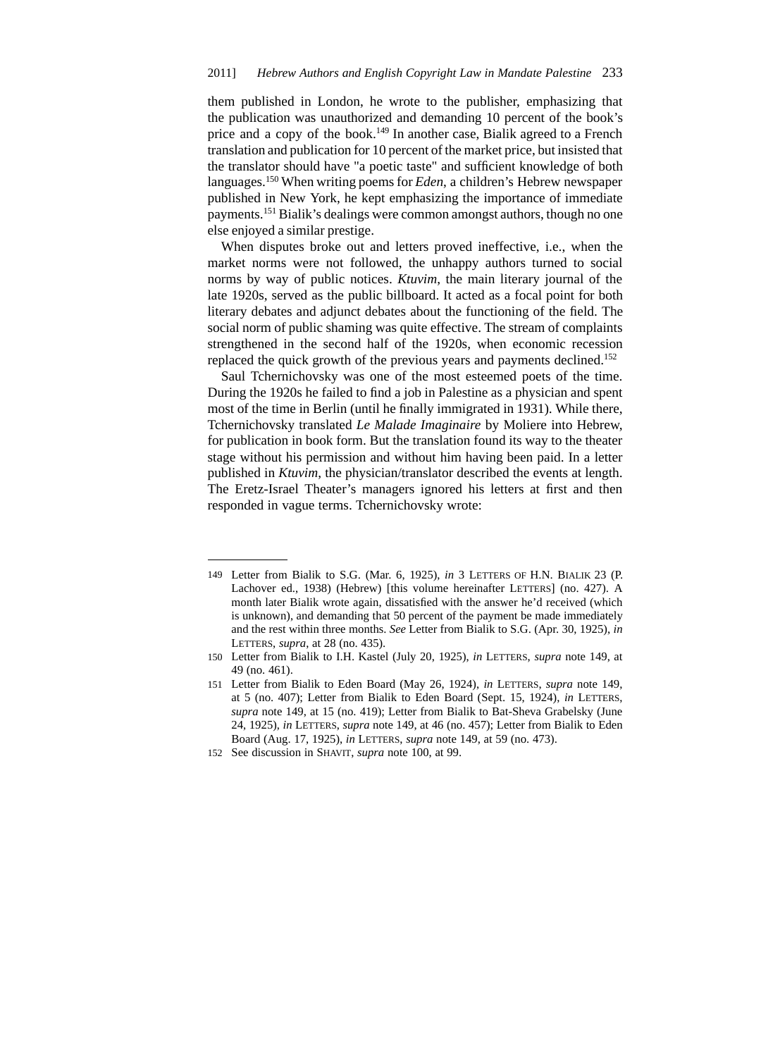them published in London, he wrote to the publisher, emphasizing that the publication was unauthorized and demanding 10 percent of the book's price and a copy of the book.[149] In another case, Bialik agreed to a French translation and publication for 10 percent of the market price, but insisted that the translator should have "a poetic taste" and sufficient knowledge of both languages.[150] When writing poems for *Eden*, a children's Hebrew newspaper published in New York, he kept emphasizing the importance of immediate payments.[151] Bialik's dealings were common amongst authors, though no one else enjoyed a similar prestige.

When disputes broke out and letters proved ineffective, i.e., when the market norms were not followed, the unhappy authors turned to social norms by way of public notices. *Ktuvim*, the main literary journal of the late 1920s, served as the public billboard. It acted as a focal point for both literary debates and adjunct debates about the functioning of the field. The social norm of public shaming was quite effective. The stream of complaints strengthened in the second half of the 1920s, when economic recession replaced the quick growth of the previous years and payments declined.[152]

Saul Tchernichovsky was one of the most esteemed poets of the time. During the 1920s he failed to find a job in Palestine as a physician and spent most of the time in Berlin (until he finally immigrated in 1931). While there, Tchernichovsky translated *Le Malade Imaginaire* by Moliere into Hebrew, for publication in book form. But the translation found its way to the theater stage without his permission and without him having been paid. In a letter published in *Ktuvim*, the physician/translator described the events at length. The Eretz-Israel Theater's managers ignored his letters at first and then responded in vague terms. Tchernichovsky wrote:

---

149 Letter from Bialik to S.G. (Mar. 6, 1925), *in* 3 LETTERS OF H.N. BIALIK 23 (P. Lachover ed., 1938) (Hebrew) [this volume hereinafter LETTERS] (no. 427). A month later Bialik wrote again, dissatisfied with the answer he'd received (which is unknown), and demanding that 50 percent of the payment be made immediately and the rest within three months. *See* Letter from Bialik to S.G. (Apr. 30, 1925), *in* LETTERS, *supra*, at 28 (no. 435).

150 Letter from Bialik to I.H. Kastel (July 20, 1925), *in* LETTERS, *supra* note 149, at 49 (no. 461).

151 Letter from Bialik to Eden Board (May 26, 1924), *in* LETTERS, *supra* note 149, at 5 (no. 407); Letter from Bialik to Eden Board (Sept. 15, 1924), *in* LETTERS, *supra* note 149, at 15 (no. 419); Letter from Bialik to Bat-Sheva Grabelsky (June 24, 1925), *in* LETTERS, *supra* note 149, at 46 (no. 457); Letter from Bialik to Eden Board (Aug. 17, 1925), *in* LETTERS, *supra* note 149, at 59 (no. 473).

152 See discussion in SHAVIT, *supra* note 100, at 99.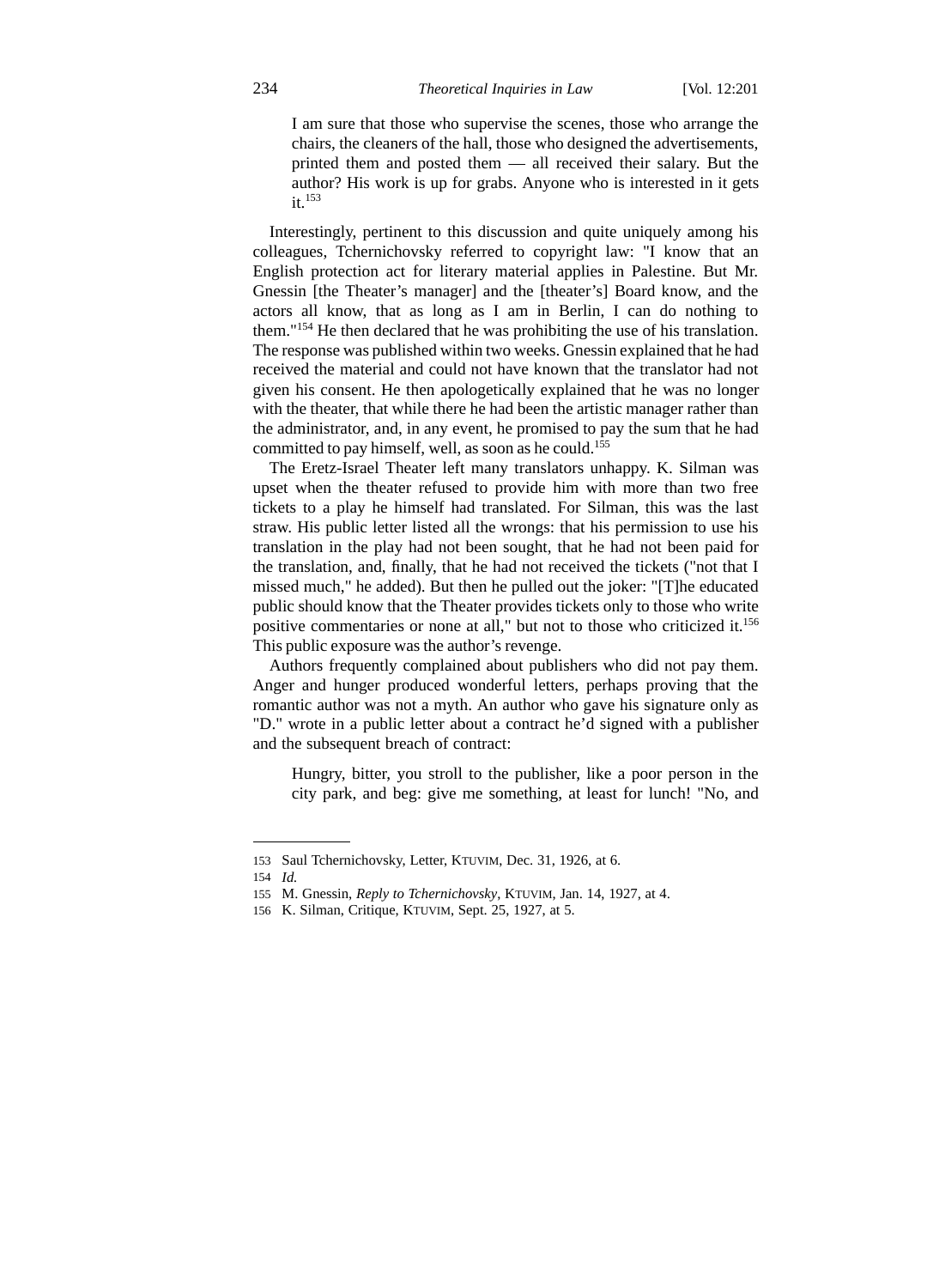> I am sure that those who supervise the scenes, those who arrange the chairs, the cleaners of the hall, those who designed the advertisements, printed them and posted them — all received their salary. But the author? His work is up for grabs. Anyone who is interested in it gets it.[153]

Interestingly, pertinent to this discussion and quite uniquely among his colleagues, Tchernichovsky referred to copyright law: "I know that an English protection act for literary material applies in Palestine. But Mr. Gnessin [the Theater's manager] and the [theater's] Board know, and the actors all know, that as long as I am in Berlin, I can do nothing to them."[154] He then declared that he was prohibiting the use of his translation. The response was published within two weeks. Gnessin explained that he had received the material and could not have known that the translator had not given his consent. He then apologetically explained that he was no longer with the theater, that while there he had been the artistic manager rather than the administrator, and, in any event, he promised to pay the sum that he had committed to pay himself, well, as soon as he could.[155]

The Eretz-Israel Theater left many translators unhappy. K. Silman was upset when the theater refused to provide him with more than two free tickets to a play he himself had translated. For Silman, this was the last straw. His public letter listed all the wrongs: that his permission to use his translation in the play had not been sought, that he had not been paid for the translation, and, finally, that he had not received the tickets ("not that I missed much," he added). But then he pulled out the joker: "[T]he educated public should know that the Theater provides tickets only to those who write positive commentaries or none at all," but not to those who criticized it.[156] This public exposure was the author's revenge.

Authors frequently complained about publishers who did not pay them. Anger and hunger produced wonderful letters, perhaps proving that the romantic author was not a myth. An author who gave his signature only as "D." wrote in a public letter about a contract he'd signed with a publisher and the subsequent breach of contract:

> Hungry, bitter, you stroll to the publisher, like a poor person in the city park, and beg: give me something, at least for lunch! "No, and

---

153 Saul Tchernichovsky, Letter, KTUVIM, Dec. 31, 1926, at 6.

154 *Id.*

155 M. Gnessin, *Reply to Tchernichovsky*, KTUVIM, Jan. 14, 1927, at 4.

156 K. Silman, Critique, KTUVIM, Sept. 25, 1927, at 5.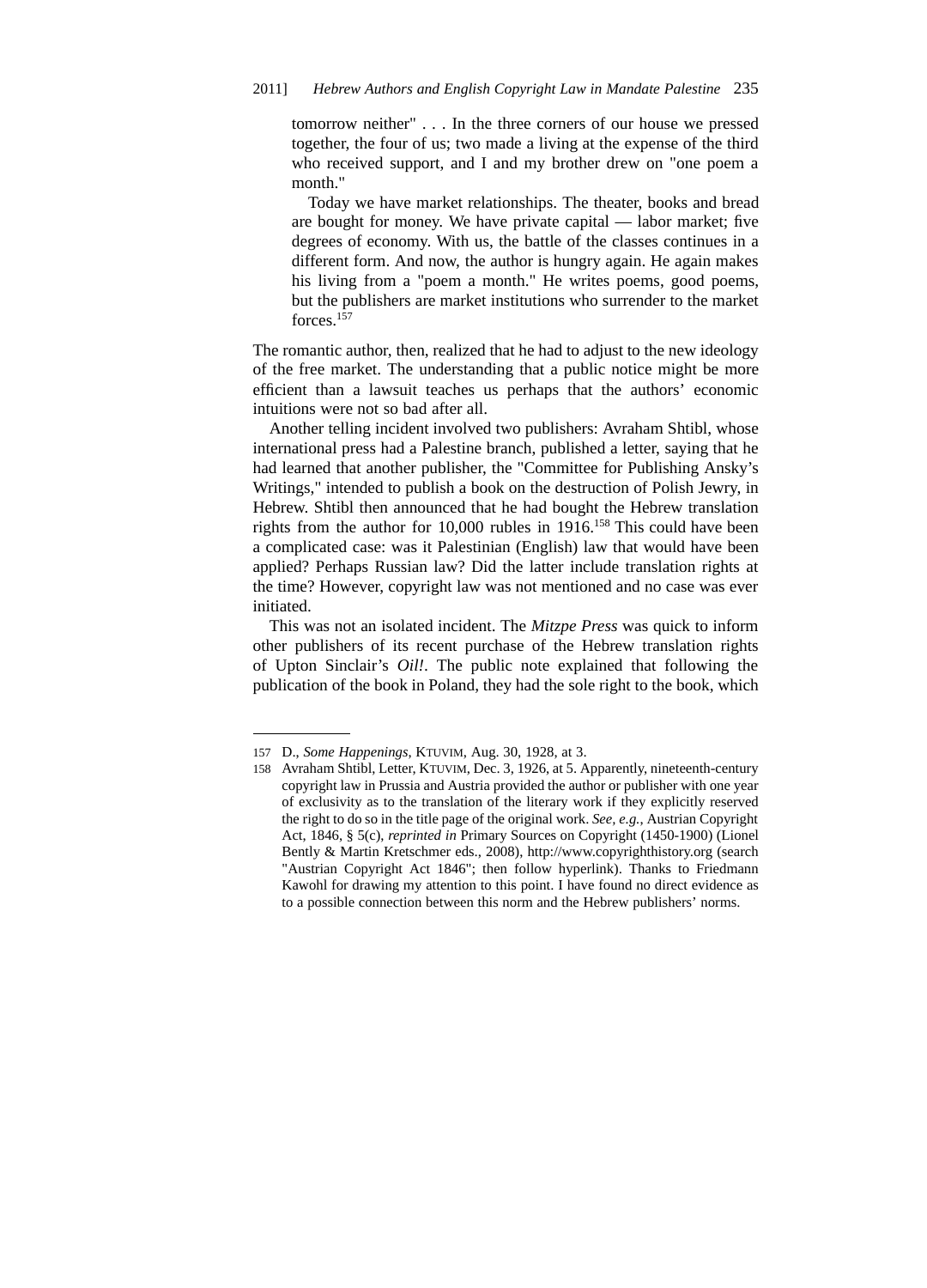> tomorrow neither" . . . In the three corners of our house we pressed together, the four of us; two made a living at the expense of the third who received support, and I and my brother drew on "one poem a month."
>
> Today we have market relationships. The theater, books and bread are bought for money. We have private capital — labor market; five degrees of economy. With us, the battle of the classes continues in a different form. And now, the author is hungry again. He again makes his living from a "poem a month." He writes poems, good poems, but the publishers are market institutions who surrender to the market forces.[157]

The romantic author, then, realized that he had to adjust to the new ideology of the free market. The understanding that a public notice might be more efficient than a lawsuit teaches us perhaps that the authors' economic intuitions were not so bad after all.

Another telling incident involved two publishers: Avraham Shtibl, whose international press had a Palestine branch, published a letter, saying that he had learned that another publisher, the "Committee for Publishing Ansky's Writings," intended to publish a book on the destruction of Polish Jewry, in Hebrew. Shtibl then announced that he had bought the Hebrew translation rights from the author for 10,000 rubles in 1916.[158] This could have been a complicated case: was it Palestinian (English) law that would have been applied? Perhaps Russian law? Did the latter include translation rights at the time? However, copyright law was not mentioned and no case was ever initiated.

This was not an isolated incident. The *Mitzpe Press* was quick to inform other publishers of its recent purchase of the Hebrew translation rights of Upton Sinclair's *Oil!*. The public note explained that following the publication of the book in Poland, they had the sole right to the book, which

---

157 D., *Some Happenings*, KTUVIM, Aug. 30, 1928, at 3.

158 Avraham Shtibl, Letter, KTUVIM, Dec. 3, 1926, at 5. Apparently, nineteenth-century copyright law in Prussia and Austria provided the author or publisher with one year of exclusivity as to the translation of the literary work if they explicitly reserved the right to do so in the title page of the original work. *See, e.g.*, Austrian Copyright Act, 1846, § 5(c), *reprinted in* Primary Sources on Copyright (1450-1900) (Lionel Bently & Martin Kretschmer eds., 2008), http://www.copyrighthistory.org (search "Austrian Copyright Act 1846"; then follow hyperlink). Thanks to Friedmann Kawohl for drawing my attention to this point. I have found no direct evidence as to a possible connection between this norm and the Hebrew publishers' norms.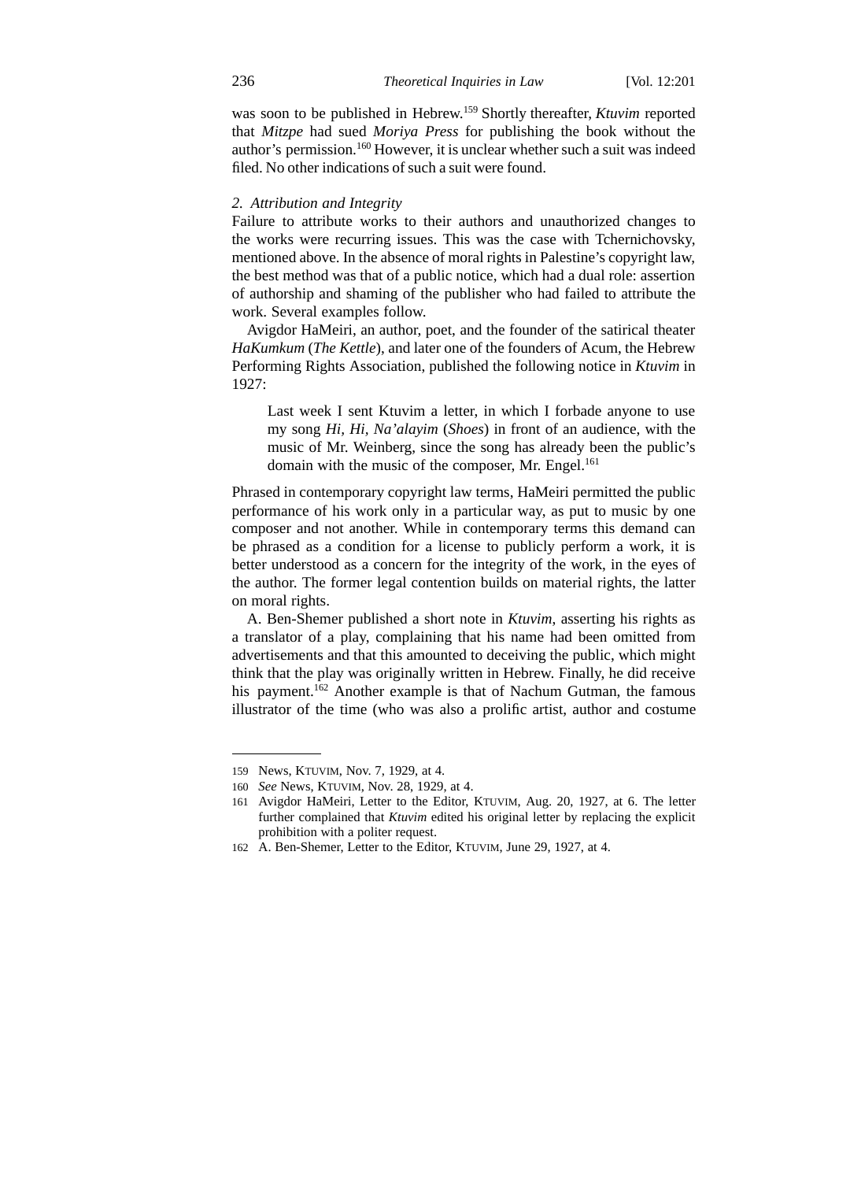was soon to be published in Hebrew.[159] Shortly thereafter, *Ktuvim* reported that *Mitzpe* had sued *Moriya Press* for publishing the book without the author's permission.[160] However, it is unclear whether such a suit was indeed filed. No other indications of such a suit were found.

### *2. Attribution and Integrity*

Failure to attribute works to their authors and unauthorized changes to the works were recurring issues. This was the case with Tchernichovsky, mentioned above. In the absence of moral rights in Palestine's copyright law, the best method was that of a public notice, which had a dual role: assertion of authorship and shaming of the publisher who had failed to attribute the work. Several examples follow.

Avigdor HaMeiri, an author, poet, and the founder of the satirical theater *HaKumkum* (*The Kettle*), and later one of the founders of Acum, the Hebrew Performing Rights Association, published the following notice in *Ktuvim* in 1927:

> Last week I sent Ktuvim a letter, in which I forbade anyone to use my song *Hi, Hi, Na'alayim* (*Shoes*) in front of an audience, with the music of Mr. Weinberg, since the song has already been the public's domain with the music of the composer, Mr. Engel.[161]

Phrased in contemporary copyright law terms, HaMeiri permitted the public performance of his work only in a particular way, as put to music by one composer and not another. While in contemporary terms this demand can be phrased as a condition for a license to publicly perform a work, it is better understood as a concern for the integrity of the work, in the eyes of the author. The former legal contention builds on material rights, the latter on moral rights.

A. Ben-Shemer published a short note in *Ktuvim*, asserting his rights as a translator of a play, complaining that his name had been omitted from advertisements and that this amounted to deceiving the public, which might think that the play was originally written in Hebrew. Finally, he did receive his payment.[162] Another example is that of Nachum Gutman, the famous illustrator of the time (who was also a prolific artist, author and costume

---

159 News, KTUVIM, Nov. 7, 1929, at 4.

160 *See* News, KTUVIM, Nov. 28, 1929, at 4.

161 Avigdor HaMeiri, Letter to the Editor, KTUVIM, Aug. 20, 1927, at 6. The letter further complained that *Ktuvim* edited his original letter by replacing the explicit prohibition with a politer request.

162 A. Ben-Shemer, Letter to the Editor, KTUVIM, June 29, 1927, at 4.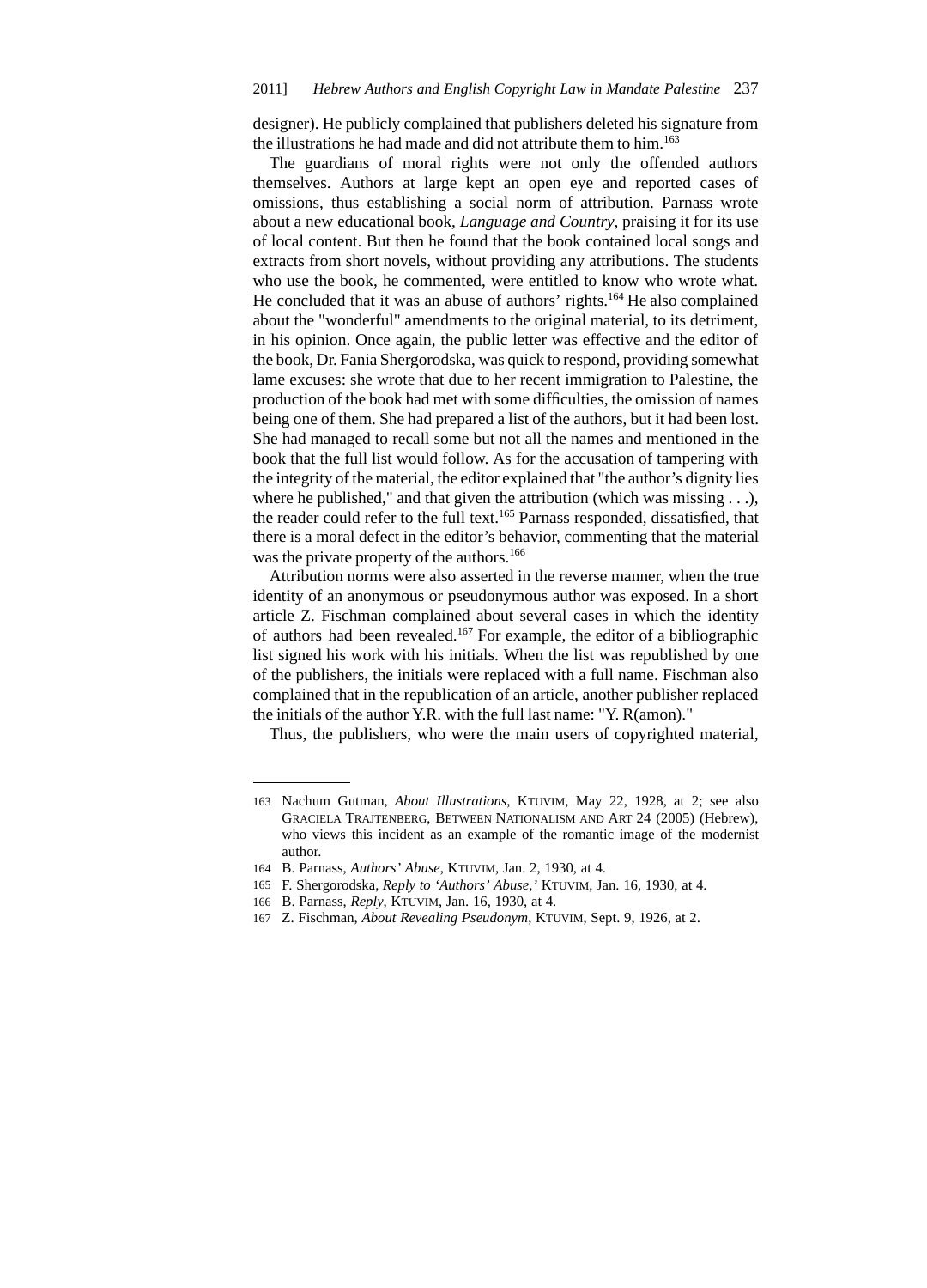designer). He publicly complained that publishers deleted his signature from the illustrations he had made and did not attribute them to him.[163]

The guardians of moral rights were not only the offended authors themselves. Authors at large kept an open eye and reported cases of omissions, thus establishing a social norm of attribution. Parnass wrote about a new educational book, *Language and Country*, praising it for its use of local content. But then he found that the book contained local songs and extracts from short novels, without providing any attributions. The students who use the book, he commented, were entitled to know who wrote what. He concluded that it was an abuse of authors' rights.[164] He also complained about the "wonderful" amendments to the original material, to its detriment, in his opinion. Once again, the public letter was effective and the editor of the book, Dr. Fania Shergorodska, was quick to respond, providing somewhat lame excuses: she wrote that due to her recent immigration to Palestine, the production of the book had met with some difficulties, the omission of names being one of them. She had prepared a list of the authors, but it had been lost. She had managed to recall some but not all the names and mentioned in the book that the full list would follow. As for the accusation of tampering with the integrity of the material, the editor explained that "the author's dignity lies where he published," and that given the attribution (which was missing . . .), the reader could refer to the full text.[165] Parnass responded, dissatisfied, that there is a moral defect in the editor's behavior, commenting that the material was the private property of the authors.[166]

Attribution norms were also asserted in the reverse manner, when the true identity of an anonymous or pseudonymous author was exposed. In a short article Z. Fischman complained about several cases in which the identity of authors had been revealed.[167] For example, the editor of a bibliographic list signed his work with his initials. When the list was republished by one of the publishers, the initials were replaced with a full name. Fischman also complained that in the republication of an article, another publisher replaced the initials of the author Y.R. with the full last name: "Y. R(amon)."

Thus, the publishers, who were the main users of copyrighted material,

---

163 Nachum Gutman, *About Illustrations*, KTUVIM, May 22, 1928, at 2; see also GRACIELA TRAJTENBERG, BETWEEN NATIONALISM AND ART 24 (2005) (Hebrew), who views this incident as an example of the romantic image of the modernist author.

164 B. Parnass, *Authors' Abuse*, KTUVIM, Jan. 2, 1930, at 4.

165 F. Shergorodska, *Reply to 'Authors' Abuse,'* KTUVIM, Jan. 16, 1930, at 4.

166 B. Parnass, *Reply*, KTUVIM, Jan. 16, 1930, at 4.

167 Z. Fischman, *About Revealing Pseudonym*, KTUVIM, Sept. 9, 1926, at 2.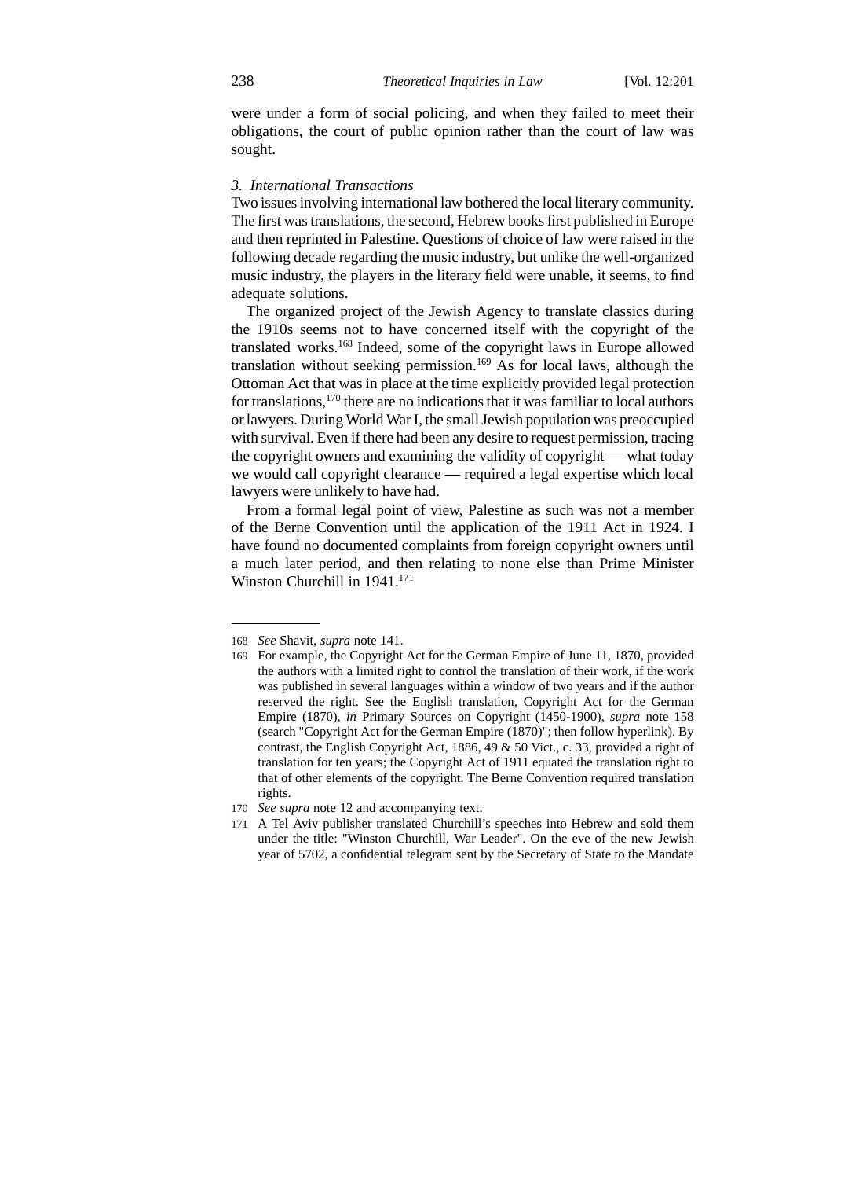were under a form of social policing, and when they failed to meet their obligations, the court of public opinion rather than the court of law was sought.

### *3. International Transactions*

Two issues involving international law bothered the local literary community. The first was translations, the second, Hebrew books first published in Europe and then reprinted in Palestine. Questions of choice of law were raised in the following decade regarding the music industry, but unlike the well-organized music industry, the players in the literary field were unable, it seems, to find adequate solutions.

The organized project of the Jewish Agency to translate classics during the 1910s seems not to have concerned itself with the copyright of the translated works.[168] Indeed, some of the copyright laws in Europe allowed translation without seeking permission.[169] As for local laws, although the Ottoman Act that was in place at the time explicitly provided legal protection for translations,[170] there are no indications that it was familiar to local authors or lawyers. During World War I, the small Jewish population was preoccupied with survival. Even if there had been any desire to request permission, tracing the copyright owners and examining the validity of copyright — what today we would call copyright clearance — required a legal expertise which local lawyers were unlikely to have had.

From a formal legal point of view, Palestine as such was not a member of the Berne Convention until the application of the 1911 Act in 1924. I have found no documented complaints from foreign copyright owners until a much later period, and then relating to none else than Prime Minister Winston Churchill in 1941.[171]

---

168 *See* Shavit, *supra* note 141.

169 For example, the Copyright Act for the German Empire of June 11, 1870, provided the authors with a limited right to control the translation of their work, if the work was published in several languages within a window of two years and if the author reserved the right. See the English translation, Copyright Act for the German Empire (1870), *in* Primary Sources on Copyright (1450-1900), *supra* note 158 (search "Copyright Act for the German Empire (1870)"; then follow hyperlink). By contrast, the English Copyright Act, 1886, 49 & 50 Vict., c. 33, provided a right of translation for ten years; the Copyright Act of 1911 equated the translation right to that of other elements of the copyright. The Berne Convention required translation rights.

170 *See supra* note 12 and accompanying text.

171 A Tel Aviv publisher translated Churchill's speeches into Hebrew and sold them under the title: "Winston Churchill, War Leader". On the eve of the new Jewish year of 5702, a confidential telegram sent by the Secretary of State to the Mandate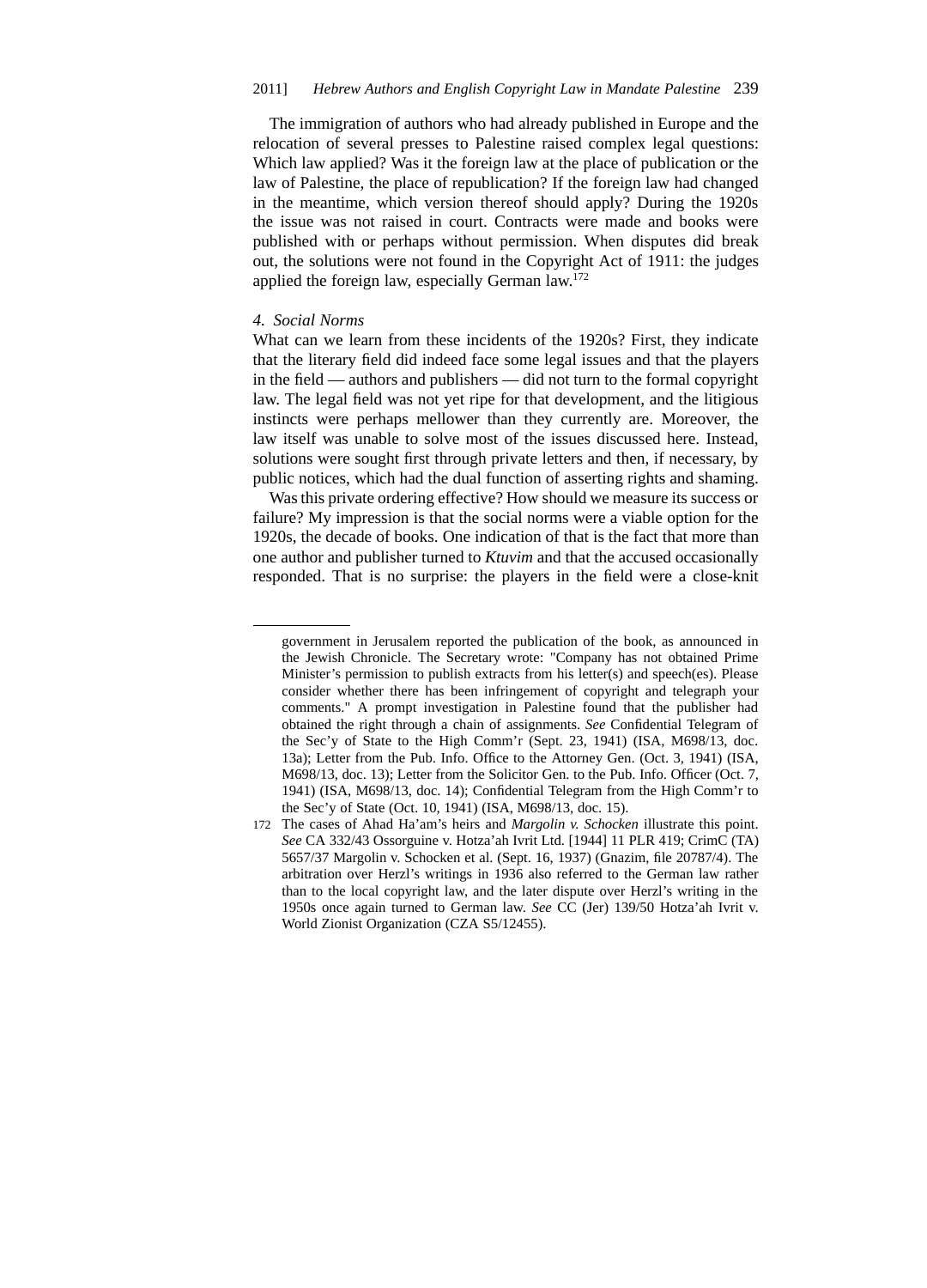The immigration of authors who had already published in Europe and the relocation of several presses to Palestine raised complex legal questions: Which law applied? Was it the foreign law at the place of publication or the law of Palestine, the place of republication? If the foreign law had changed in the meantime, which version thereof should apply? During the 1920s the issue was not raised in court. Contracts were made and books were published with or perhaps without permission. When disputes did break out, the solutions were not found in the Copyright Act of 1911: the judges applied the foreign law, especially German law.[172]

#### 4. Social Norms

What can we learn from these incidents of the 1920s? First, they indicate that the literary field did indeed face some legal issues and that the players in the field — authors and publishers — did not turn to the formal copyright law. The legal field was not yet ripe for that development, and the litigious instincts were perhaps mellower than they currently are. Moreover, the law itself was unable to solve most of the issues discussed here. Instead, solutions were sought first through private letters and then, if necessary, by public notices, which had the dual function of asserting rights and shaming.

Was this private ordering effective? How should we measure its success or failure? My impression is that the social norms were a viable option for the 1920s, the decade of books. One indication of that is the fact that more than one author and publisher turned to *Ktuvim* and that the accused occasionally responded. That is no surprise: the players in the field were a close-knit

---

government in Jerusalem reported the publication of the book, as announced in the Jewish Chronicle. The Secretary wrote: "Company has not obtained Prime Minister's permission to publish extracts from his letter(s) and speech(es). Please consider whether there has been infringement of copyright and telegraph your comments." A prompt investigation in Palestine found that the publisher had obtained the right through a chain of assignments. *See* Confidential Telegram of the Sec'y of State to the High Comm'r (Sept. 23, 1941) (ISA, M698/13, doc. 13a); Letter from the Pub. Info. Office to the Attorney Gen. (Oct. 3, 1941) (ISA, M698/13, doc. 13); Letter from the Solicitor Gen. to the Pub. Info. Officer (Oct. 7, 1941) (ISA, M698/13, doc. 14); Confidential Telegram from the High Comm'r to the Sec'y of State (Oct. 10, 1941) (ISA, M698/13, doc. 15).

172 The cases of Ahad Ha'am's heirs and *Margolin v. Schocken* illustrate this point. *See* CA 332/43 Ossorguine v. Hotza'ah Ivrit Ltd. [1944] 11 PLR 419; CrimC (TA) 5657/37 Margolin v. Schocken et al. (Sept. 16, 1937) (Gnazim, file 20787/4). The arbitration over Herzl's writings in 1936 also referred to the German law rather than to the local copyright law, and the later dispute over Herzl's writing in the 1950s once again turned to German law. *See* CC (Jer) 139/50 Hotza'ah Ivrit v. World Zionist Organization (CZA S5/12455).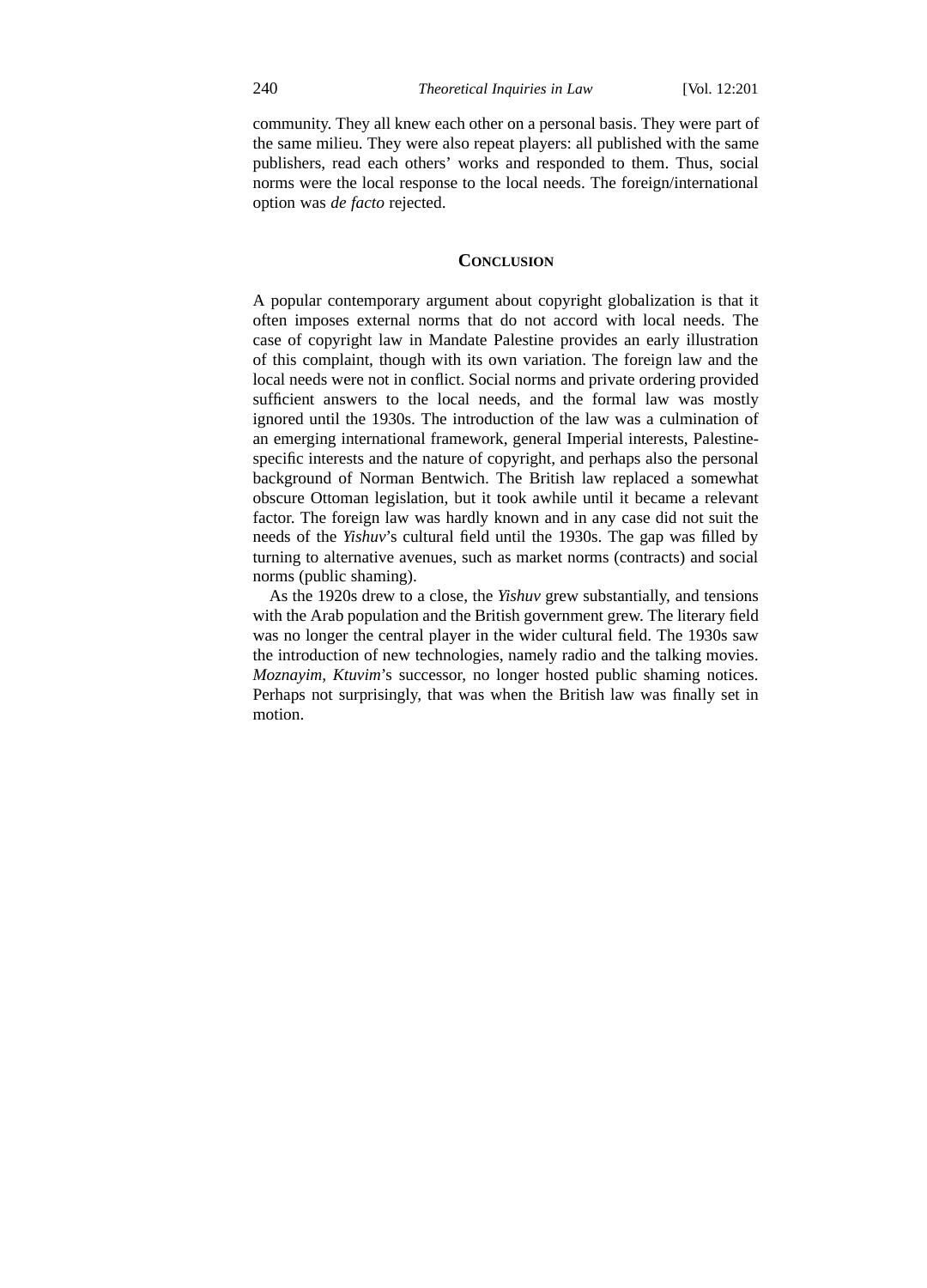community. They all knew each other on a personal basis. They were part of the same milieu. They were also repeat players: all published with the same publishers, read each others' works and responded to them. Thus, social norms were the local response to the local needs. The foreign/international option was *de facto* rejected.

## Conclusion

A popular contemporary argument about copyright globalization is that it often imposes external norms that do not accord with local needs. The case of copyright law in Mandate Palestine provides an early illustration of this complaint, though with its own variation. The foreign law and the local needs were not in conflict. Social norms and private ordering provided sufficient answers to the local needs, and the formal law was mostly ignored until the 1930s. The introduction of the law was a culmination of an emerging international framework, general Imperial interests, Palestine-specific interests and the nature of copyright, and perhaps also the personal background of Norman Bentwich. The British law replaced a somewhat obscure Ottoman legislation, but it took awhile until it became a relevant factor. The foreign law was hardly known and in any case did not suit the needs of the *Yishuv*'s cultural field until the 1930s. The gap was filled by turning to alternative avenues, such as market norms (contracts) and social norms (public shaming).

As the 1920s drew to a close, the *Yishuv* grew substantially, and tensions with the Arab population and the British government grew. The literary field was no longer the central player in the wider cultural field. The 1930s saw the introduction of new technologies, namely radio and the talking movies. *Moznayim*, *Ktuvim*'s successor, no longer hosted public shaming notices. Perhaps not surprisingly, that was when the British law was finally set in motion.